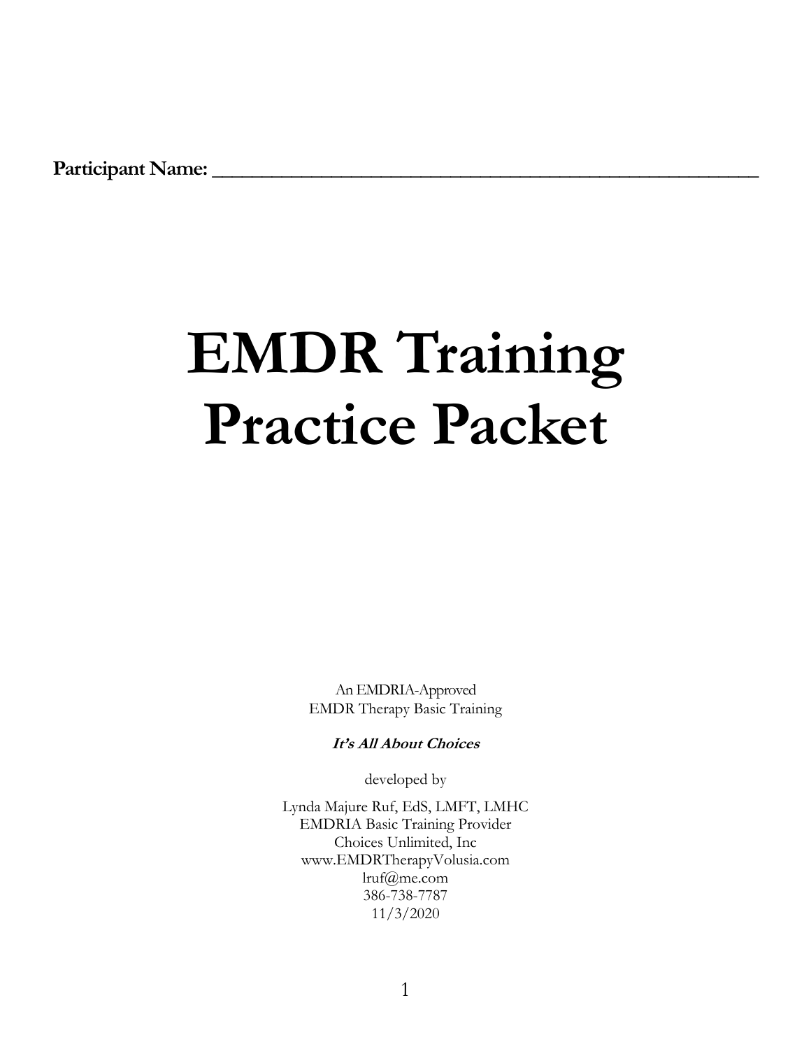**Participant Name: ______________________________________________________**

# EMDR Training Practice Packet

An EMDRIA-Approved
EMDR Therapy Basic Training

***It's All About Choices***

developed by

Lynda Majure Ruf, EdS, LMFT, LMHC
EMDRIA Basic Training Provider
Choices Unlimited, Inc
www.EMDRTherapyVolusia.com
lruf@me.com
386-738-7787
11/3/2020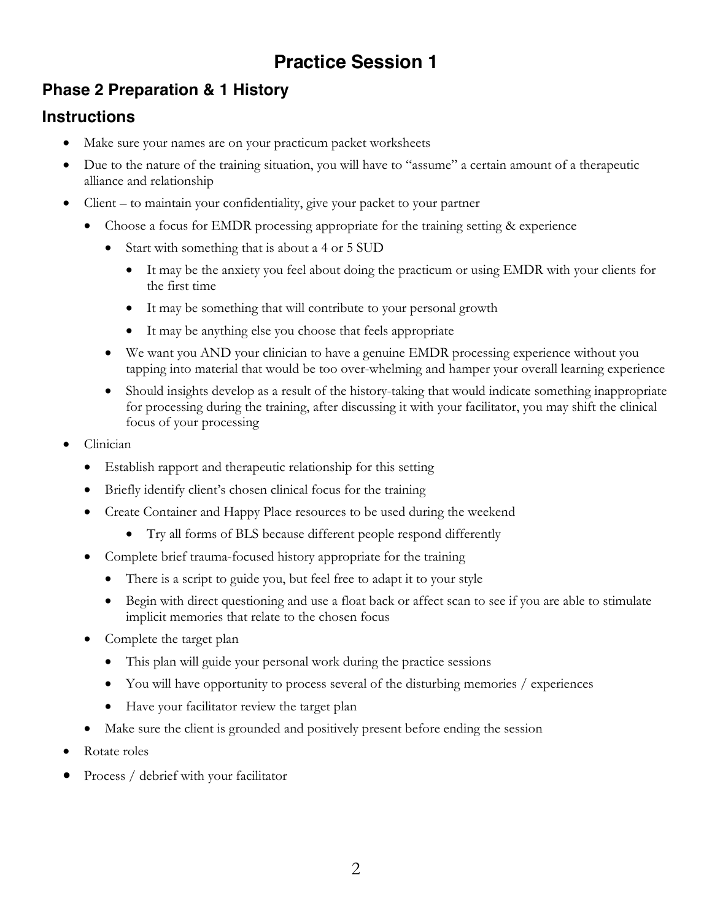# Practice Session 1

## Phase 2 Preparation & 1 History

## Instructions

- Make sure your names are on your practicum packet worksheets
- Due to the nature of the training situation, you will have to "assume" a certain amount of a therapeutic alliance and relationship
- Client – to maintain your confidentiality, give your packet to your partner
  - Choose a focus for EMDR processing appropriate for the training setting & experience
    - Start with something that is about a 4 or 5 SUD
      - It may be the anxiety you feel about doing the practicum or using EMDR with your clients for the first time
      - It may be something that will contribute to your personal growth
      - It may be anything else you choose that feels appropriate
    - We want you AND your clinician to have a genuine EMDR processing experience without you tapping into material that would be too over-whelming and hamper your overall learning experience
    - Should insights develop as a result of the history-taking that would indicate something inappropriate for processing during the training, after discussing it with your facilitator, you may shift the clinical focus of your processing
- Clinician
  - Establish rapport and therapeutic relationship for this setting
  - Briefly identify client's chosen clinical focus for the training
  - Create Container and Happy Place resources to be used during the weekend
    - Try all forms of BLS because different people respond differently
  - Complete brief trauma-focused history appropriate for the training
    - There is a script to guide you, but feel free to adapt it to your style
    - Begin with direct questioning and use a float back or affect scan to see if you are able to stimulate implicit memories that relate to the chosen focus
  - Complete the target plan
    - This plan will guide your personal work during the practice sessions
    - You will have opportunity to process several of the disturbing memories / experiences
    - Have your facilitator review the target plan
  - Make sure the client is grounded and positively present before ending the session
- Rotate roles
- Process / debrief with your facilitator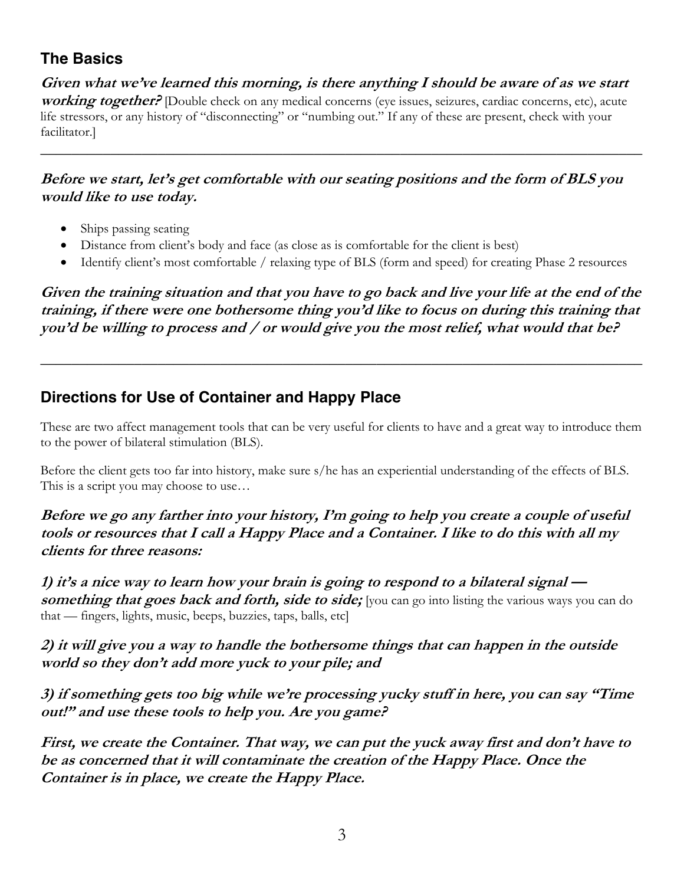## The Basics

***Given what we've learned this morning, is there anything I should be aware of as we start working together?*** [Double check on any medical concerns (eye issues, seizures, cardiac concerns, etc), acute life stressors, or any history of "disconnecting" or "numbing out." If any of these are present, check with your facilitator.]

---

***Before we start, let's get comfortable with our seating positions and the form of BLS you would like to use today.***

- Ships passing seating
- Distance from client's body and face (as close as is comfortable for the client is best)
- Identify client's most comfortable / relaxing type of BLS (form and speed) for creating Phase 2 resources

***Given the training situation and that you have to go back and live your life at the end of the training, if there were one bothersome thing you'd like to focus on during this training that you'd be willing to process and / or would give you the most relief, what would that be?***

---

## Directions for Use of Container and Happy Place

These are two affect management tools that can be very useful for clients to have and a great way to introduce them to the power of bilateral stimulation (BLS).

Before the client gets too far into history, make sure s/he has an experiential understanding of the effects of BLS. This is a script you may choose to use…

***Before we go any farther into your history, I'm going to help you create a couple of useful tools or resources that I call a Happy Place and a Container. I like to do this with all my clients for three reasons:***

***1) it's a nice way to learn how your brain is going to respond to a bilateral signal — something that goes back and forth, side to side;*** [you can go into listing the various ways you can do that — fingers, lights, music, beeps, buzzies, taps, balls, etc]

***2) it will give you a way to handle the bothersome things that can happen in the outside world so they don't add more yuck to your pile; and***

***3) if something gets too big while we're processing yucky stuff in here, you can say "Time out!" and use these tools to help you. Are you game?***

***First, we create the Container. That way, we can put the yuck away first and don't have to be as concerned that it will contaminate the creation of the Happy Place. Once the Container is in place, we create the Happy Place.***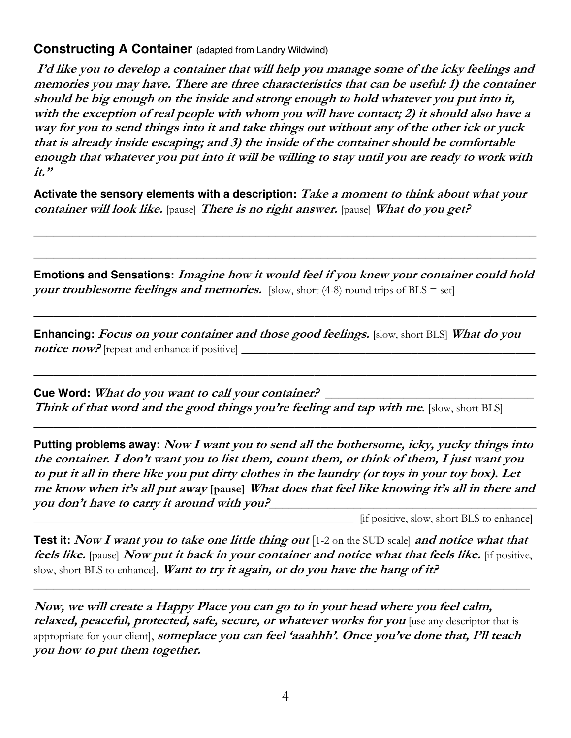## Constructing A Container (adapted from Landry Wildwind)

***I'd like you to develop a container that will help you manage some of the icky feelings and memories you may have. There are three characteristics that can be useful: 1) the container should be big enough on the inside and strong enough to hold whatever you put into it, with the exception of real people with whom you will have contact; 2) it should also have a way for you to send things into it and take things out without any of the other ick or yuck that is already inside escaping; and 3) the inside of the container should be comfortable enough that whatever you put into it will be willing to stay until you are ready to work with it."***

**Activate the sensory elements with a description:** ***Take a moment to think about what your container will look like.*** [pause] ***There is no right answer.*** [pause] ***What do you get?***

______________________________________________________________________

______________________________________________________________________

**Emotions and Sensations:** ***Imagine how it would feel if you knew your container could hold your troublesome feelings and memories.*** [slow, short (4-8) round trips of BLS = set]

______________________________________________________________________

**Enhancing:** ***Focus on your container and those good feelings.*** [slow, short BLS] ***What do you notice now?*** [repeat and enhance if positive] ______________________________

______________________________________________________________________

**Cue Word:** ***What do you want to call your container?*** ______________________
***Think of that word and the good things you're feeling and tap with me.*** [slow, short BLS]

______________________________________________________________________

**Putting problems away:** ***Now I want you to send all the bothersome, icky, yucky things into the container. I don't want you to list them, count them, or think of them, I just want you to put it all in there like you put dirty clothes in the laundry (or toys in your toy box). Let me know when it's all put away*** **[pause]** ***What does that feel like knowing it's all in there and you don't have to carry it around with you?***______________________________
______________________________________ [if positive, slow, short BLS to enhance]

**Test it:** ***Now I want you to take one little thing out*** [1-2 on the SUD scale] ***and notice what that feels like.*** [pause] ***Now put it back in your container and notice what that feels like.*** [if positive, slow, short BLS to enhance]. ***Want to try it again, or do you have the hang of it?***

______________________________________________________________________

***Now, we will create a Happy Place you can go to in your head where you feel calm, relaxed, peaceful, protected, safe, secure, or whatever works for you*** [use any descriptor that is appropriate for your client], ***someplace you can feel 'aaahhh'. Once you've done that, I'll teach you how to put them together.***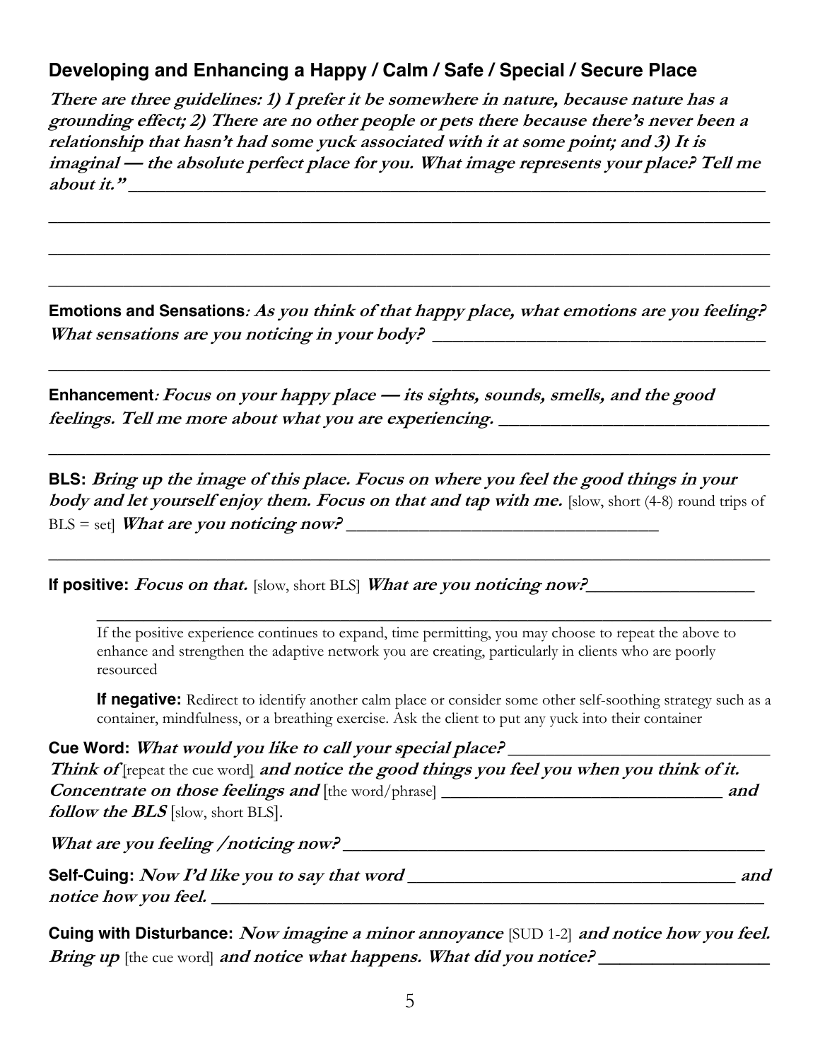## Developing and Enhancing a Happy / Calm / Safe / Special / Secure Place

***There are three guidelines: 1) I prefer it be somewhere in nature, because nature has a grounding effect; 2) There are no other people or pets there because there's never been a relationship that hasn't had some yuck associated with it at some point; and 3) It is imaginal — the absolute perfect place for you. What image represents your place? Tell me about it."*** ________________________________________________________________

________________________________________________________________________________

________________________________________________________________________________

________________________________________________________________________________

**Emotions and Sensations*****: As you think of that happy place, what emotions are you feeling? What sensations are you noticing in your body?*** ________________________________

________________________________________________________________________________

**Enhancement*****: Focus on your happy place — its sights, sounds, smells, and the good feelings. Tell me more about what you are experiencing.*** ____________________________

________________________________________________________________________________

**BLS:** ***Bring up the image of this place. Focus on where you feel the good things in your body and let yourself enjoy them. Focus on that and tap with me.*** [slow, short (4-8) round trips of BLS = set] ***What are you noticing now?*** ________________________________

________________________________________________________________________________

**If positive:** ***Focus on that.*** [slow, short BLS] ***What are you noticing now?***________________

________________________________________________________________________________

If the positive experience continues to expand, time permitting, you may choose to repeat the above to enhance and strengthen the adaptive network you are creating, particularly in clients who are poorly resourced

**If negative:** Redirect to identify another calm place or consider some other self-soothing strategy such as a container, mindfulness, or a breathing exercise. Ask the client to put any yuck into their container

**Cue Word:** ***What would you like to call your special place?*** ____________________________
***Think of*** [repeat the cue word] ***and notice the good things you feel you when you think of it. Concentrate on those feelings and*** [the word/phrase] ______________________________ ***and follow the BLS*** [slow, short BLS].

***What are you feeling /noticing now?*** ____________________________________________

**Self-Cuing:** ***Now I'd like you to say that word*** __________________________________ ***and notice how you feel.*** ________________________________________________________________

**Cuing with Disturbance:** ***Now imagine a minor annoyance*** [SUD 1-2] ***and notice how you feel. Bring up*** [the cue word] ***and notice what happens. What did you notice?*** __________________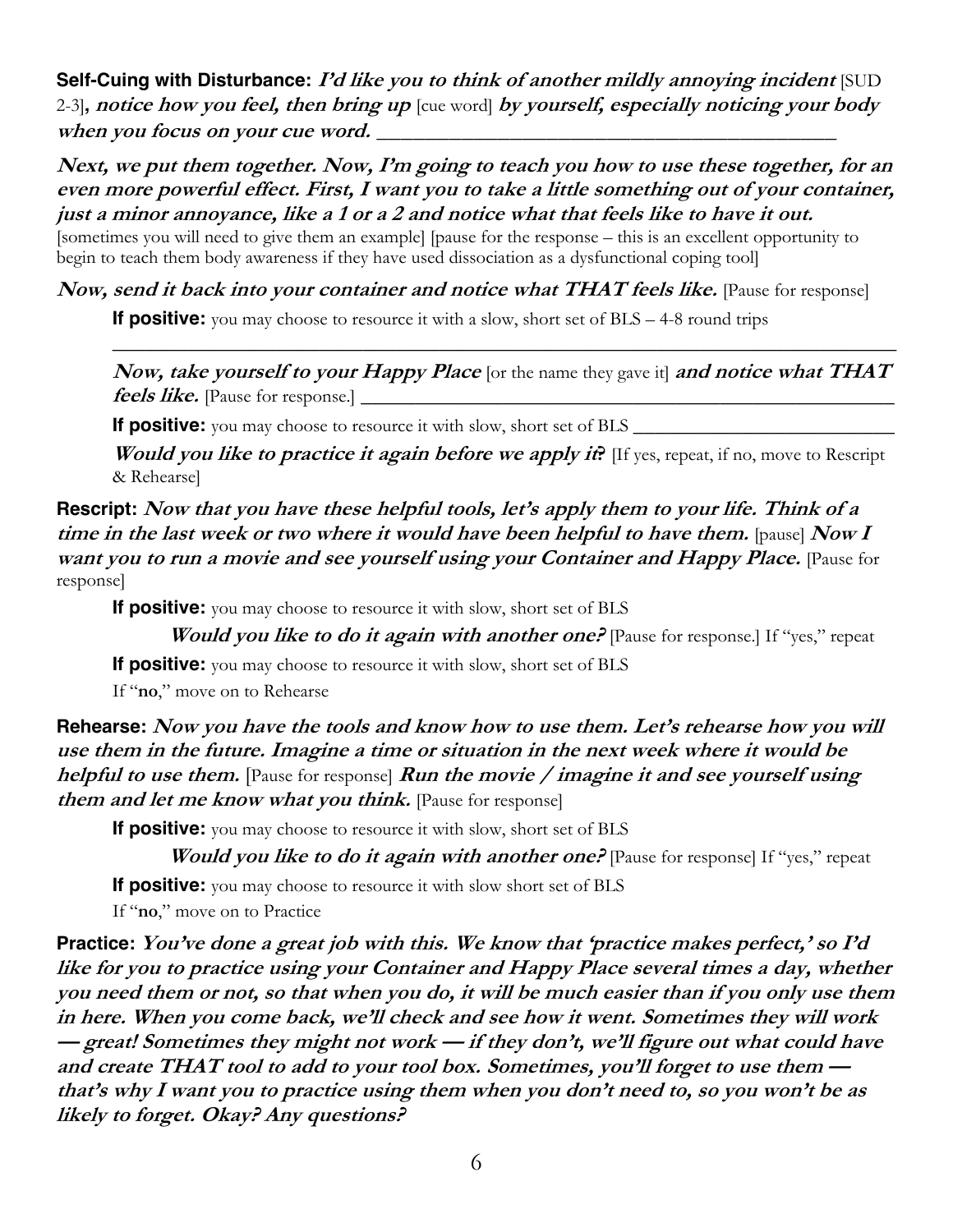**Self-Cuing with Disturbance:** ***I'd like you to think of another mildly annoying incident*** [SUD 2-3]***, notice how you feel, then bring up*** [cue word] ***by yourself, especially noticing your body when you focus on your cue word.*** ______________________________________________

***Next, we put them together. Now, I'm going to teach you how to use these together, for an even more powerful effect. First, I want you to take a little something out of your container, just a minor annoyance, like a 1 or a 2 and notice what that feels like to have it out.*** [sometimes you will need to give them an example] [pause for the response – this is an excellent opportunity to begin to teach them body awareness if they have used dissociation as a dysfunctional coping tool]

***Now, send it back into your container and notice what THAT feels like.*** [Pause for response]

**If positive:** you may choose to resource it with a slow, short set of BLS – 4-8 round trips

________________________________________________________________________________

***Now, take yourself to your Happy Place*** [or the name they gave it] ***and notice what THAT feels like.*** [Pause for response.] ______________________________________________

**If positive:** you may choose to resource it with slow, short set of BLS ____________________

***Would you like to practice it again before we apply it?*** [If yes, repeat, if no, move to Rescript & Rehearse]

**Rescript:** ***Now that you have these helpful tools, let's apply them to your life. Think of a time in the last week or two where it would have been helpful to have them.*** [pause] ***Now I want you to run a movie and see yourself using your Container and Happy Place.*** [Pause for response]

**If positive:** you may choose to resource it with slow, short set of BLS

***Would you like to do it again with another one?*** [Pause for response.] If "yes," repeat

**If positive:** you may choose to resource it with slow, short set of BLS

If "**no**," move on to Rehearse

**Rehearse:** ***Now you have the tools and know how to use them. Let's rehearse how you will use them in the future. Imagine a time or situation in the next week where it would be helpful to use them.*** [Pause for response] ***Run the movie / imagine it and see yourself using them and let me know what you think.*** [Pause for response]

**If positive:** you may choose to resource it with slow, short set of BLS

***Would you like to do it again with another one?*** [Pause for response] If "yes," repeat

**If positive:** you may choose to resource it with slow short set of BLS

If "**no**," move on to Practice

**Practice:** ***You've done a great job with this. We know that 'practice makes perfect,' so I'd like for you to practice using your Container and Happy Place several times a day, whether you need them or not, so that when you do, it will be much easier than if you only use them in here. When you come back, we'll check and see how it went. Sometimes they will work — great! Sometimes they might not work — if they don't, we'll figure out what could have and create THAT tool to add to your tool box. Sometimes, you'll forget to use them — that's why I want you to practice using them when you don't need to, so you won't be as likely to forget. Okay? Any questions?***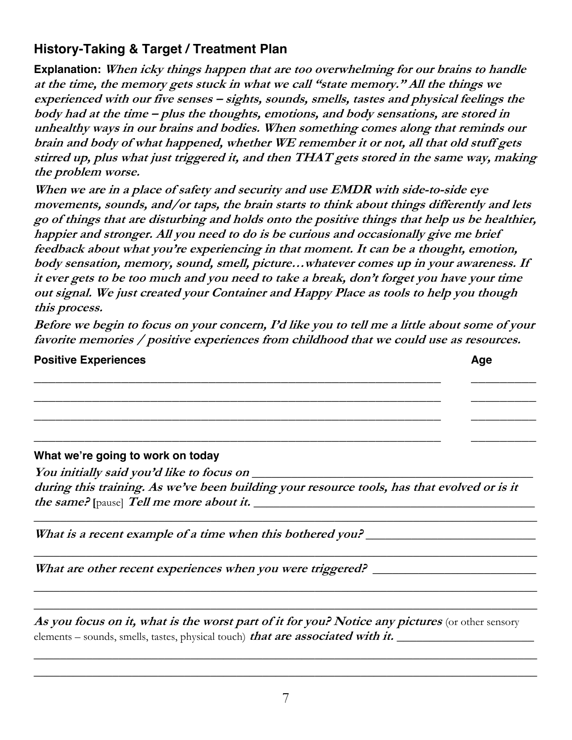## History-Taking & Target / Treatment Plan

**Explanation:** ***When icky things happen that are too overwhelming for our brains to handle at the time, the memory gets stuck in what we call "state memory." All the things we experienced with our five senses – sights, sounds, smells, tastes and physical feelings the body had at the time – plus the thoughts, emotions, and body sensations, are stored in unhealthy ways in our brains and bodies. When something comes along that reminds our brain and body of what happened, whether WE remember it or not, all that old stuff gets stirred up, plus what just triggered it, and then THAT gets stored in the same way, making the problem worse.***

***When we are in a place of safety and security and use EMDR with side-to-side eye movements, sounds, and/or taps, the brain starts to think about things differently and lets go of things that are disturbing and holds onto the positive things that help us be healthier, happier and stronger. All you need to do is be curious and occasionally give me brief feedback about what you're experiencing in that moment. It can be a thought, emotion, body sensation, memory, sound, smell, picture…whatever comes up in your awareness. If it ever gets to be too much and you need to take a break, don't forget you have your time out signal. We just created your Container and Happy Place as tools to help you though this process.***

***Before we begin to focus on your concern, I'd like you to tell me a little about some of your favorite memories / positive experiences from childhood that we could use as resources.***

| **Positive Experiences** | **Age** |
|---|---|
| ______________________________ | __________ |
| ______________________________ | __________ |
| ______________________________ | __________ |
| ______________________________ | __________ |

**What we're going to work on today**

***You initially said you'd like to focus on*** ______________________________ ***during this training. As we've been building your resource tools, has that evolved or is it the same?*** [pause] ***Tell me more about it.*** ______________________________

______________________________________________________________

***What is a recent example of a time when this bothered you?*** ______________________________

______________________________________________________________

***What are other recent experiences when you were triggered?*** ______________________________

______________________________________________________________

______________________________________________________________

***As you focus on it, what is the worst part of it for you? Notice any pictures*** (or other sensory elements – sounds, smells, tastes, physical touch) ***that are associated with it.*** ______________________________

______________________________________________________________

______________________________________________________________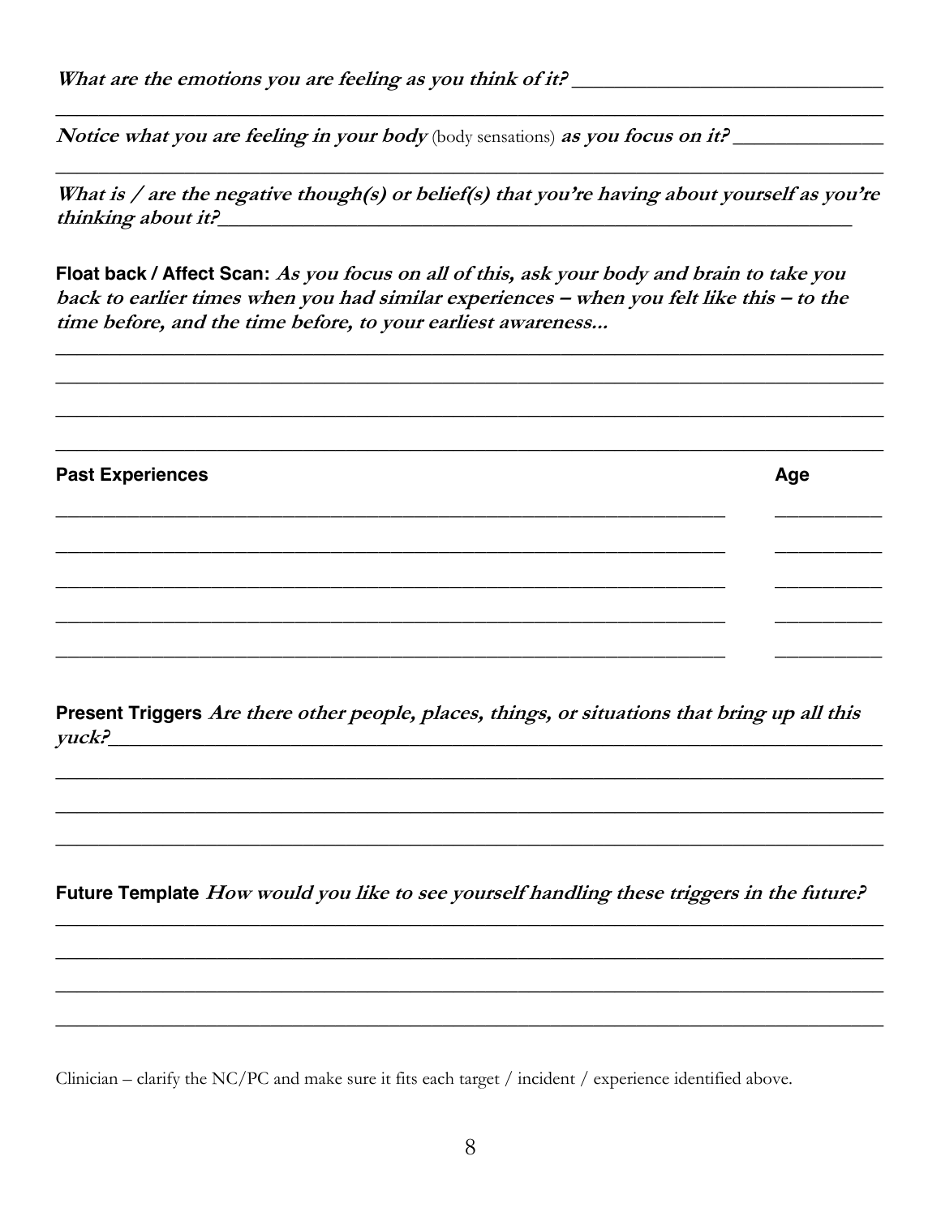***What are the emotions you are feeling as you think of it?*** ______________________________

______________________________________________________________________________

***Notice what you are feeling in your body*** (body sensations) ***as you focus on it?*** ______________

______________________________________________________________________________

***What is / are the negative though(s) or belief(s) that you're having about yourself as you're thinking about it?***_______________________________________________________________

**Float back / Affect Scan:** ***As you focus on all of this, ask your body and brain to take you back to earlier times when you had similar experiences – when you felt like this – to the time before, and the time before, to your earliest awareness...***

______________________________________________________________________________

______________________________________________________________________________

______________________________________________________________________________

______________________________________________________________________________

| **Past Experiences** | **Age** |
| --- | --- |
| ________________________________________________ | __________ |
| ________________________________________________ | __________ |
| ________________________________________________ | __________ |
| ________________________________________________ | __________ |
| ________________________________________________ | __________ |

**Present Triggers** ***Are there other people, places, things, or situations that bring up all this yuck?***_________________________________________________________________________

______________________________________________________________________________

______________________________________________________________________________

______________________________________________________________________________

**Future Template** ***How would you like to see yourself handling these triggers in the future?***

______________________________________________________________________________

______________________________________________________________________________

______________________________________________________________________________

______________________________________________________________________________

Clinician – clarify the NC/PC and make sure it fits each target / incident / experience identified above.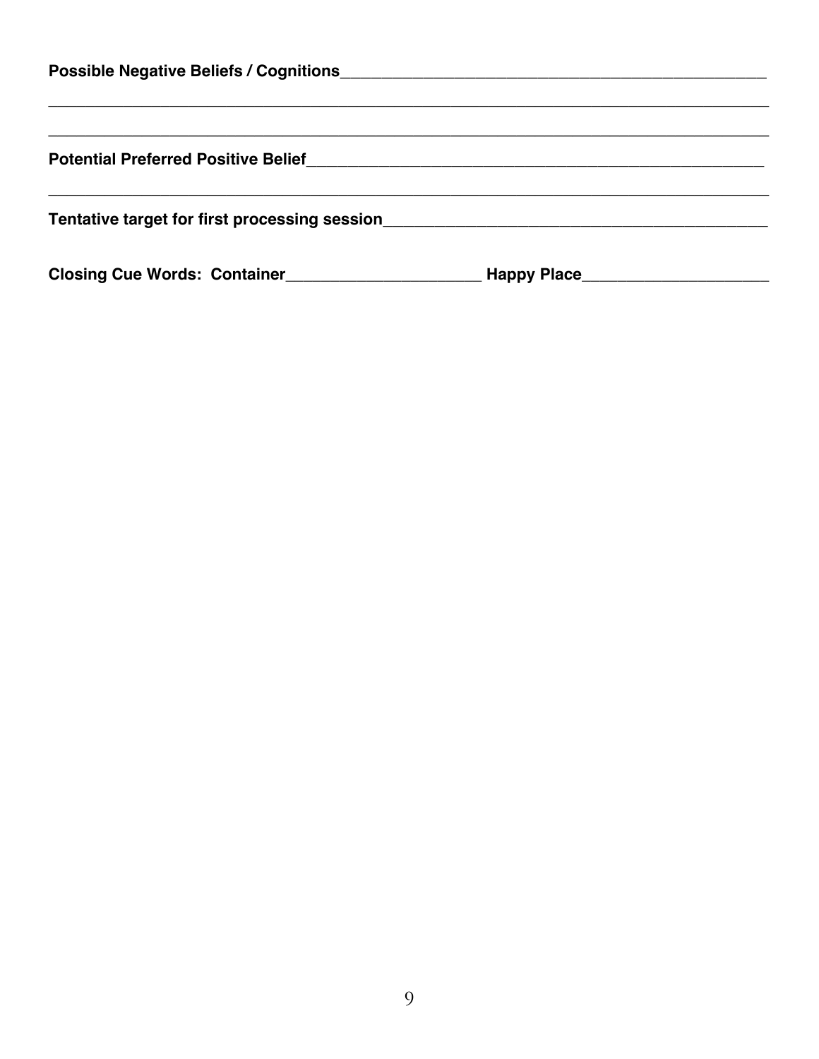**Possible Negative Beliefs / Cognitions**_______________________________________________

_________________________________________________________________________________

_________________________________________________________________________________

**Potential Preferred Positive Belief**___________________________________________________

_________________________________________________________________________________

**Tentative target for first processing session**__________________________________________

**Closing Cue Words: Container**_____________________ **Happy Place**____________________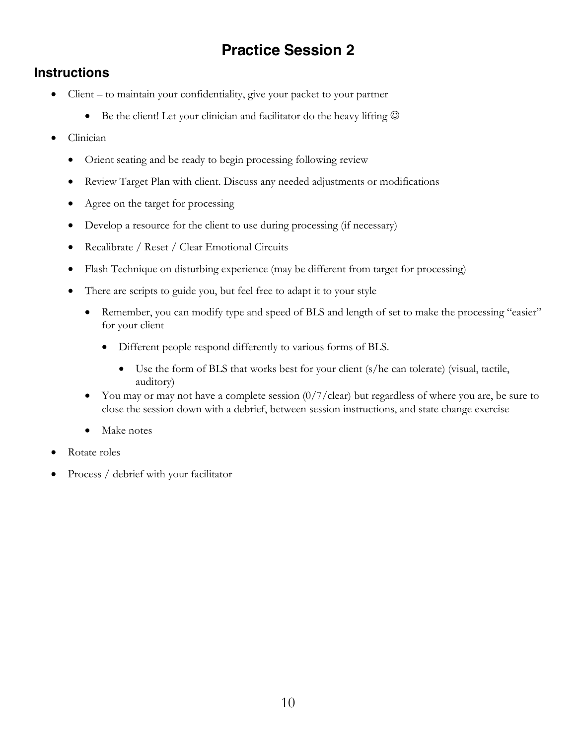# Practice Session 2

## Instructions

- Client – to maintain your confidentiality, give your packet to your partner
  - Be the client! Let your clinician and facilitator do the heavy lifting ☺
- Clinician
  - Orient seating and be ready to begin processing following review
  - Review Target Plan with client. Discuss any needed adjustments or modifications
  - Agree on the target for processing
  - Develop a resource for the client to use during processing (if necessary)
  - Recalibrate / Reset / Clear Emotional Circuits
  - Flash Technique on disturbing experience (may be different from target for processing)
  - There are scripts to guide you, but feel free to adapt it to your style
    - Remember, you can modify type and speed of BLS and length of set to make the processing "easier" for your client
      - Different people respond differently to various forms of BLS.
        - Use the form of BLS that works best for your client (s/he can tolerate) (visual, tactile, auditory)
    - You may or may not have a complete session (0/7/clear) but regardless of where you are, be sure to close the session down with a debrief, between session instructions, and state change exercise
    - Make notes
- Rotate roles
- Process / debrief with your facilitator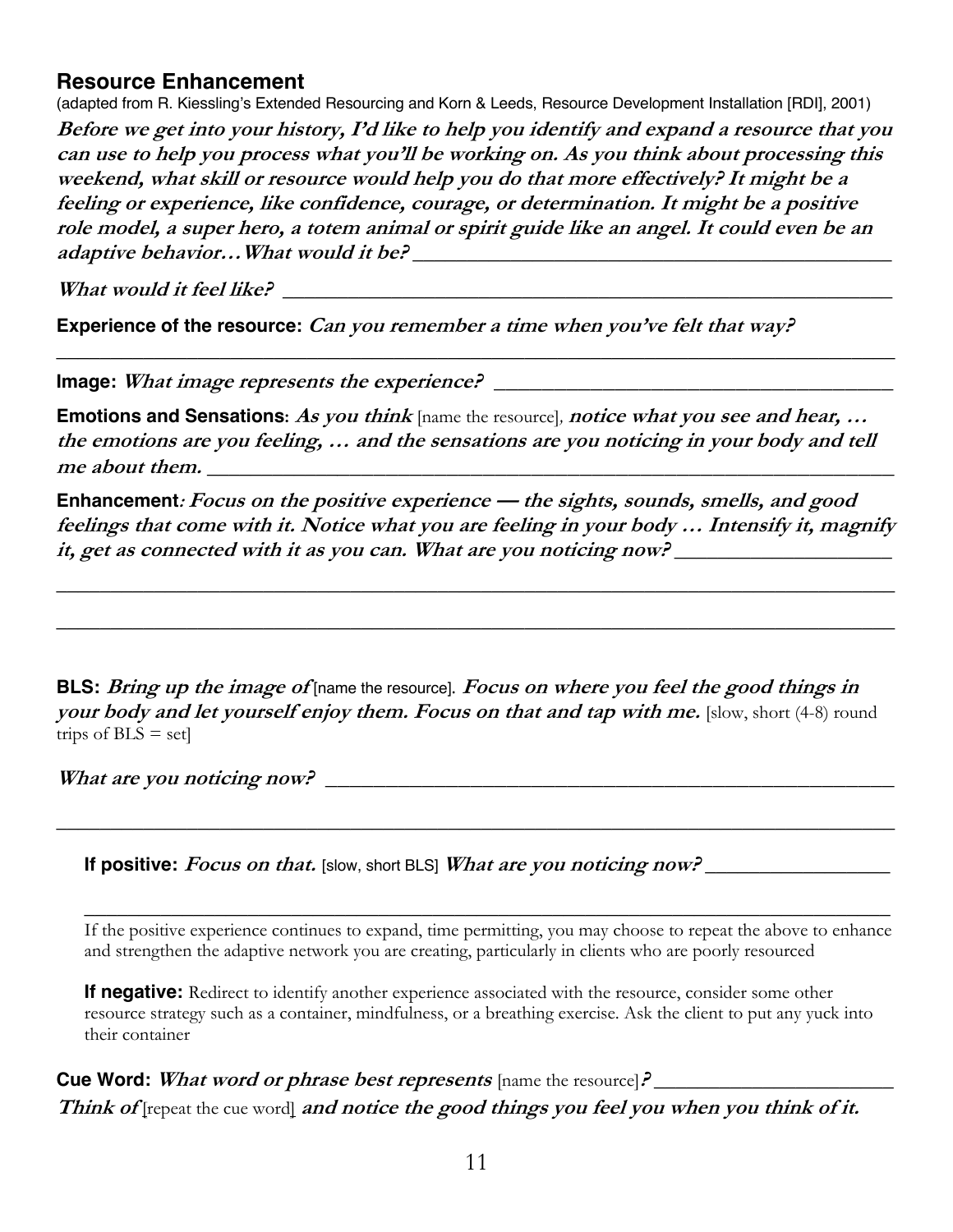## Resource Enhancement

(adapted from R. Kiessling's Extended Resourcing and Korn & Leeds, Resource Development Installation [RDI], 2001)

***Before we get into your history, I'd like to help you identify and expand a resource that you can use to help you process what you'll be working on. As you think about processing this weekend, what skill or resource would help you do that more effectively? It might be a feeling or experience, like confidence, courage, or determination. It might be a positive role model, a super hero, a totem animal or spirit guide like an angel. It could even be an adaptive behavior…What would it be?*** ___________________________________________

***What would it feel like?*** ___________________________________________________________

**Experience of the resource:** ***Can you remember a time when you've felt that way?***

_______________________________________________________________________________

**Image:** ***What image represents the experience?*** ____________________________________

**Emotions and Sensations:** ***As you think*** [name the resource]***, notice what you see and hear, … the emotions are you feeling, … and the sensations are you noticing in your body and tell me about them.*** ____________________________________________________________

**Enhancement*****: Focus on the positive experience — the sights, sounds, smells, and good feelings that come with it. Notice what you are feeling in your body … Intensify it, magnify it, get as connected with it as you can. What are you noticing now?*** ____________________

_______________________________________________________________________________

_______________________________________________________________________________

**BLS:** ***Bring up the image of*** [name the resource]. ***Focus on where you feel the good things in your body and let yourself enjoy them. Focus on that and tap with me.*** [slow, short (4-8) round trips of BLS = set]

***What are you noticing now?*** ______________________________________________________

_______________________________________________________________________________

**If positive:** ***Focus on that.*** [slow, short BLS] ***What are you noticing now?*** __________________

_______________________________________________________________________________

If the positive experience continues to expand, time permitting, you may choose to repeat the above to enhance and strengthen the adaptive network you are creating, particularly in clients who are poorly resourced

**If negative:** Redirect to identify another experience associated with the resource, consider some other resource strategy such as a container, mindfulness, or a breathing exercise. Ask the client to put any yuck into their container

**Cue Word:** ***What word or phrase best represents*** [name the resource]***?*** ________________________

***Think of*** [repeat the cue word] ***and notice the good things you feel you when you think of it.***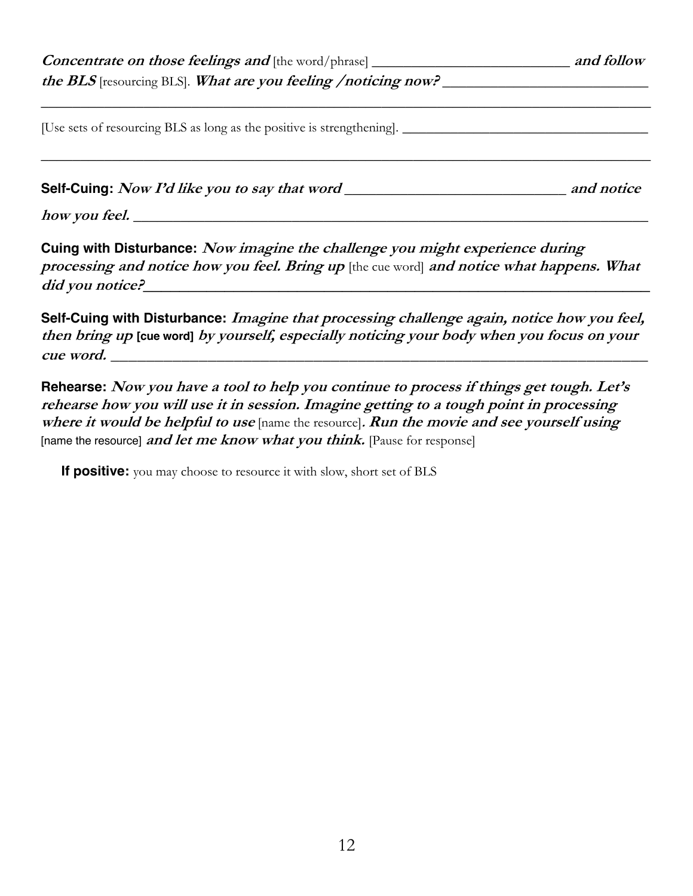***Concentrate on those feelings and*** [the word/phrase] ___________________________ ***and follow the BLS*** [resourcing BLS]. ***What are you feeling /noticing now?*** ___________________________

_______________________________________________________________________________________

[Use sets of resourcing BLS as long as the positive is strengthening]. ___________________________________

_______________________________________________________________________________________

**Self-Cuing:** ***Now I'd like you to say that word*** _____________________________ ***and notice how you feel.*** _______________________________________________________________________

**Cuing with Disturbance:** ***Now imagine the challenge you might experience during processing and notice how you feel. Bring up*** [the cue word] ***and notice what happens. What did you notice?***_______________________________________________________________________

**Self-Cuing with Disturbance:** ***Imagine that processing challenge again, notice how you feel, then bring up*** **[cue word]** ***by yourself, especially noticing your body when you focus on your cue word.*** _______________________________________________________________________

**Rehearse:** ***Now you have a tool to help you continue to process if things get tough. Let's rehearse how you will use it in session. Imagine getting to a tough point in processing where it would be helpful to use*** [name the resource]***. Run the movie and see yourself using*** [name the resource] ***and let me know what you think.*** [Pause for response]

**If positive:** you may choose to resource it with slow, short set of BLS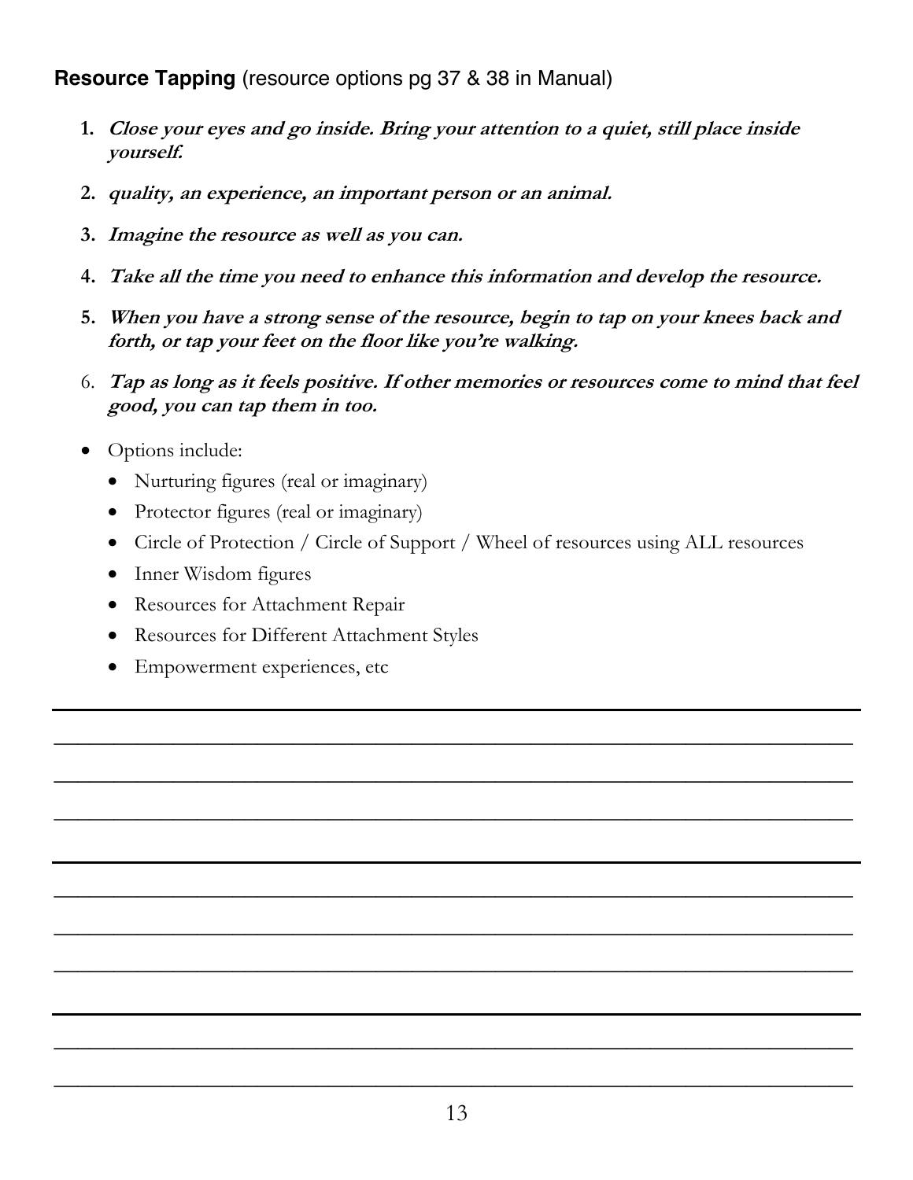**Resource Tapping** (resource options pg 37 & 38 in Manual)

1. ***Close your eyes and go inside. Bring your attention to a quiet, still place inside yourself.***
2. ***quality, an experience, an important person or an animal.***
3. ***Imagine the resource as well as you can.***
4. ***Take all the time you need to enhance this information and develop the resource.***
5. ***When you have a strong sense of the resource, begin to tap on your knees back and forth, or tap your feet on the floor like you're walking.***
6. ***Tap as long as it feels positive. If other memories or resources come to mind that feel good, you can tap them in too.***

- Options include:
  - Nurturing figures (real or imaginary)
  - Protector figures (real or imaginary)
  - Circle of Protection / Circle of Support / Wheel of resources using ALL resources
  - Inner Wisdom figures
  - Resources for Attachment Repair
  - Resources for Different Attachment Styles
  - Empowerment experiences, etc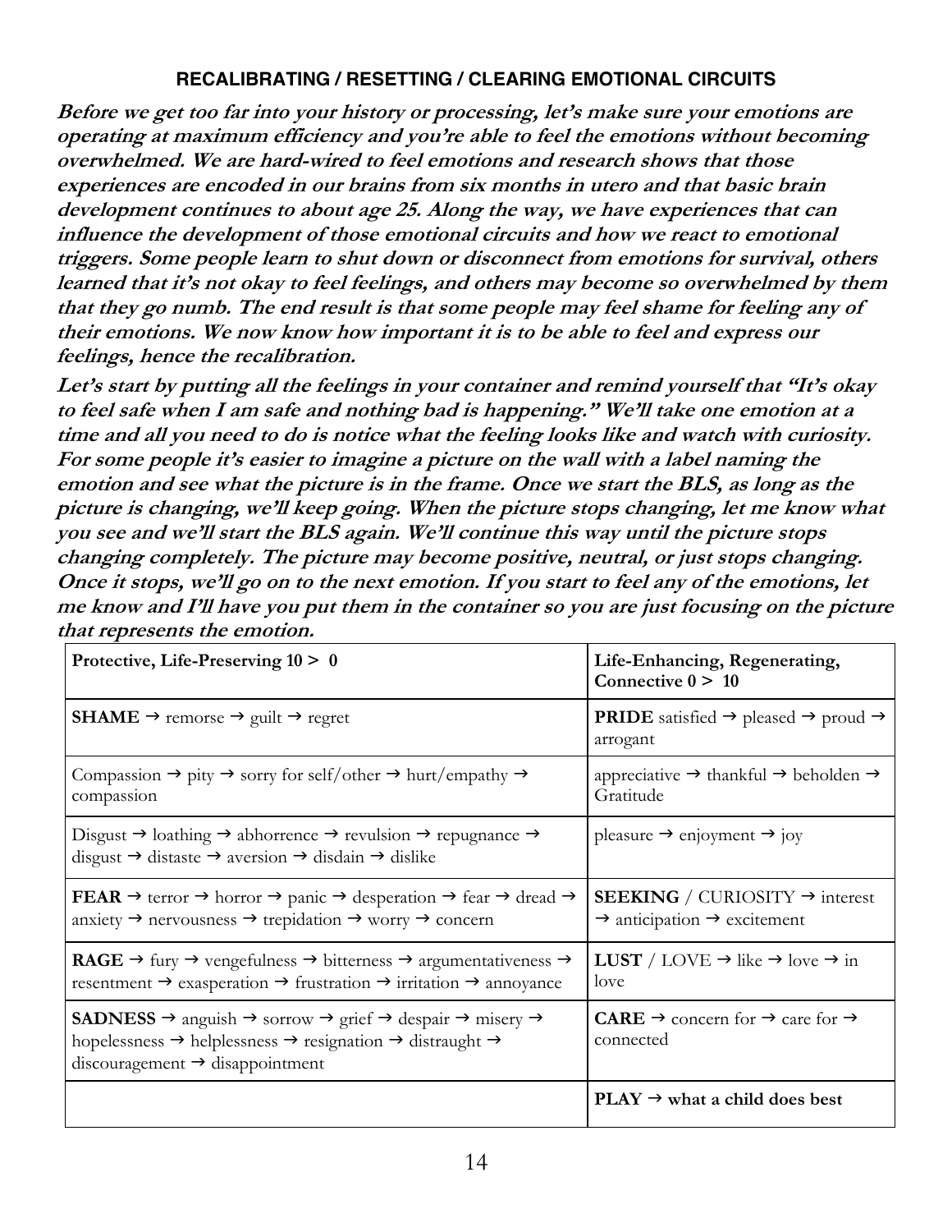## RECALIBRATING / RESETTING / CLEARING EMOTIONAL CIRCUITS

***Before we get too far into your history or processing, let's make sure your emotions are operating at maximum efficiency and you're able to feel the emotions without becoming overwhelmed. We are hard-wired to feel emotions and research shows that those experiences are encoded in our brains from six months in utero and that basic brain development continues to about age 25. Along the way, we have experiences that can influence the development of those emotional circuits and how we react to emotional triggers. Some people learn to shut down or disconnect from emotions for survival, others learned that it's not okay to feel feelings, and others may become so overwhelmed by them that they go numb. The end result is that some people may feel shame for feeling any of their emotions. We now know how important it is to be able to feel and express our feelings, hence the recalibration.***

***Let's start by putting all the feelings in your container and remind yourself that "It's okay to feel safe when I am safe and nothing bad is happening." We'll take one emotion at a time and all you need to do is notice what the feeling looks like and watch with curiosity. For some people it's easier to imagine a picture on the wall with a label naming the emotion and see what the picture is in the frame. Once we start the BLS, as long as the picture is changing, we'll keep going. When the picture stops changing, let me know what you see and we'll start the BLS again. We'll continue this way until the picture stops changing completely. The picture may become positive, neutral, or just stops changing. Once it stops, we'll go on to the next emotion. If you start to feel any of the emotions, let me know and I'll have you put them in the container so you are just focusing on the picture that represents the emotion.***

| **Protective, Life-Preserving 10 > 0** | **Life-Enhancing, Regenerating, Connective 0 > 10** |
|---|---|
| **SHAME** → remorse → guilt → regret | **PRIDE** satisfied → pleased → proud → arrogant |
| Compassion → pity → sorry for self/other → hurt/empathy → compassion | appreciative → thankful → beholden → Gratitude |
| Disgust → loathing → abhorrence → revulsion → repugnance → disgust → distaste → aversion → disdain → dislike | pleasure → enjoyment → joy |
| **FEAR** → terror → horror → panic → desperation → fear → dread → anxiety → nervousness → trepidation → worry → concern | **SEEKING** / CURIOSITY → interest → anticipation → excitement |
| **RAGE** → fury → vengefulness → bitterness → argumentativeness → resentment → exasperation → frustration → irritation → annoyance | **LUST** / LOVE → like → love → in love |
| **SADNESS** → anguish → sorrow → grief → despair → misery → hopelessness → helplessness → resignation → distraught → discouragement → disappointment | **CARE** → concern for → care for → connected |
| | **PLAY → what a child does best** |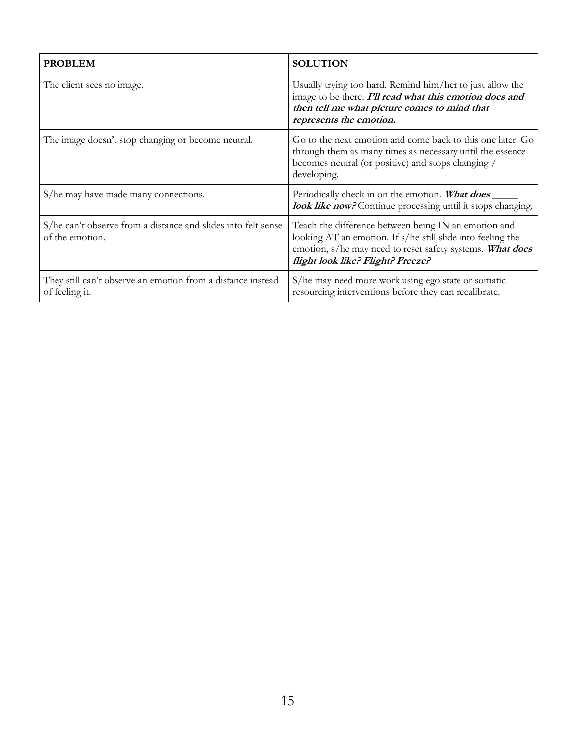| **PROBLEM** | **SOLUTION** |
|---|---|
| The client sees no image. | Usually trying too hard. Remind him/her to just allow the image to be there. ***I'll read what this emotion does and then tell me what picture comes to mind that represents the emotion.*** |
| The image doesn't stop changing or become neutral. | Go to the next emotion and come back to this one later. Go through them as many times as necessary until the essence becomes neutral (or positive) and stops changing / developing. |
| S/he may have made many connections. | Periodically check in on the emotion. ***What does \_\_\_\_\_ look like now?*** Continue processing until it stops changing. |
| S/he can't observe from a distance and slides into felt sense of the emotion. | Teach the difference between being IN an emotion and looking AT an emotion. If s/he still slide into feeling the emotion, s/he may need to reset safety systems. ***What does flight look like? Flight? Freeze?*** |
| They still can't observe an emotion from a distance instead of feeling it. | S/he may need more work using ego state or somatic resourcing interventions before they can recalibrate. |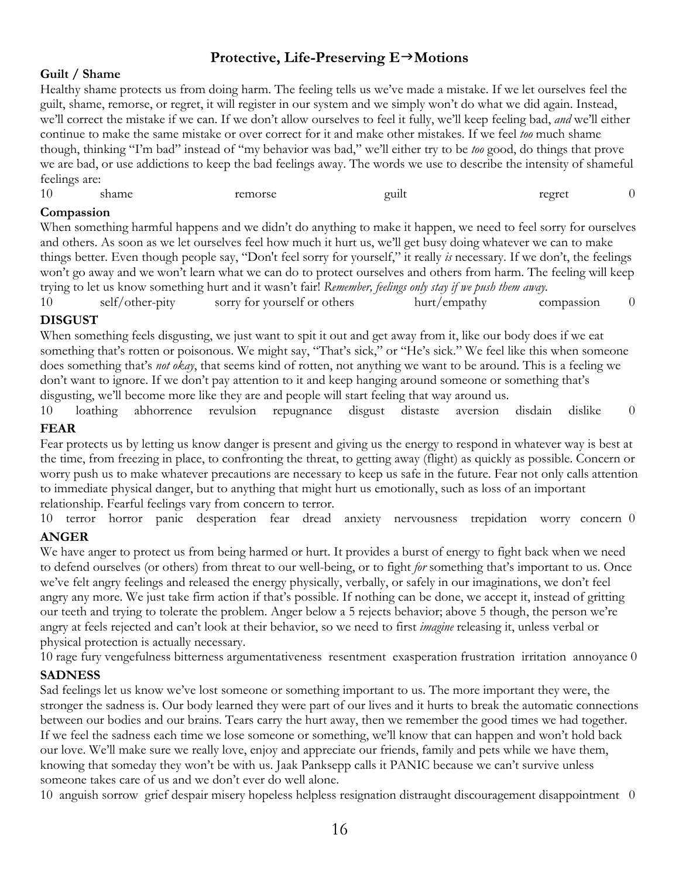## Protective, Life-Preserving E→Motions

### Guilt / Shame

Healthy shame protects us from doing harm. The feeling tells us we've made a mistake. If we let ourselves feel the guilt, shame, remorse, or regret, it will register in our system and we simply won't do what we did again. Instead, we'll correct the mistake if we can. If we don't allow ourselves to feel it fully, we'll keep feeling bad, *and* we'll either continue to make the same mistake or over correct for it and make other mistakes. If we feel *too* much shame though, thinking "I'm bad" instead of "my behavior was bad," we'll either try to be *too* good, do things that prove we are bad, or use addictions to keep the bad feelings away. The words we use to describe the intensity of shameful feelings are:

10 shame remorse guilt regret 0

### Compassion

When something harmful happens and we didn't do anything to make it happen, we need to feel sorry for ourselves and others. As soon as we let ourselves feel how much it hurt us, we'll get busy doing whatever we can to make things better. Even though people say, "Don't feel sorry for yourself," it really *is* necessary. If we don't, the feelings won't go away and we won't learn what we can do to protect ourselves and others from harm. The feeling will keep trying to let us know something hurt and it wasn't fair! *Remember, feelings only stay if we push them away.*

10 self/other-pity sorry for yourself or others hurt/empathy compassion 0

### DISGUST

When something feels disgusting, we just want to spit it out and get away from it, like our body does if we eat something that's rotten or poisonous. We might say, "That's sick," or "He's sick." We feel like this when someone does something that's *not okay*, that seems kind of rotten, not anything we want to be around. This is a feeling we don't want to ignore. If we don't pay attention to it and keep hanging around someone or something that's disgusting, we'll become more like they are and people will start feeling that way around us.

10 loathing abhorrence revulsion repugnance disgust distaste aversion disdain dislike 0

### FEAR

Fear protects us by letting us know danger is present and giving us the energy to respond in whatever way is best at the time, from freezing in place, to confronting the threat, to getting away (flight) as quickly as possible. Concern or worry push us to make whatever precautions are necessary to keep us safe in the future. Fear not only calls attention to immediate physical danger, but to anything that might hurt us emotionally, such as loss of an important relationship. Fearful feelings vary from concern to terror.

10 terror horror panic desperation fear dread anxiety nervousness trepidation worry concern 0

### ANGER

We have anger to protect us from being harmed or hurt. It provides a burst of energy to fight back when we need to defend ourselves (or others) from threat to our well-being, or to fight *for* something that's important to us. Once we've felt angry feelings and released the energy physically, verbally, or safely in our imaginations, we don't feel angry any more. We just take firm action if that's possible. If nothing can be done, we accept it, instead of gritting our teeth and trying to tolerate the problem. Anger below a 5 rejects behavior; above 5 though, the person we're angry at feels rejected and can't look at their behavior, so we need to first *imagine* releasing it, unless verbal or physical protection is actually necessary.

10 rage fury vengefulness bitterness argumentativeness resentment exasperation frustration irritation annoyance 0

### SADNESS

Sad feelings let us know we've lost someone or something important to us. The more important they were, the stronger the sadness is. Our body learned they were part of our lives and it hurts to break the automatic connections between our bodies and our brains. Tears carry the hurt away, then we remember the good times we had together. If we feel the sadness each time we lose someone or something, we'll know that can happen and won't hold back our love. We'll make sure we really love, enjoy and appreciate our friends, family and pets while we have them, knowing that someday they won't be with us. Jaak Panksepp calls it PANIC because we can't survive unless someone takes care of us and we don't ever do well alone.

10 anguish sorrow grief despair misery hopeless helpless resignation distraught discouragement disappointment 0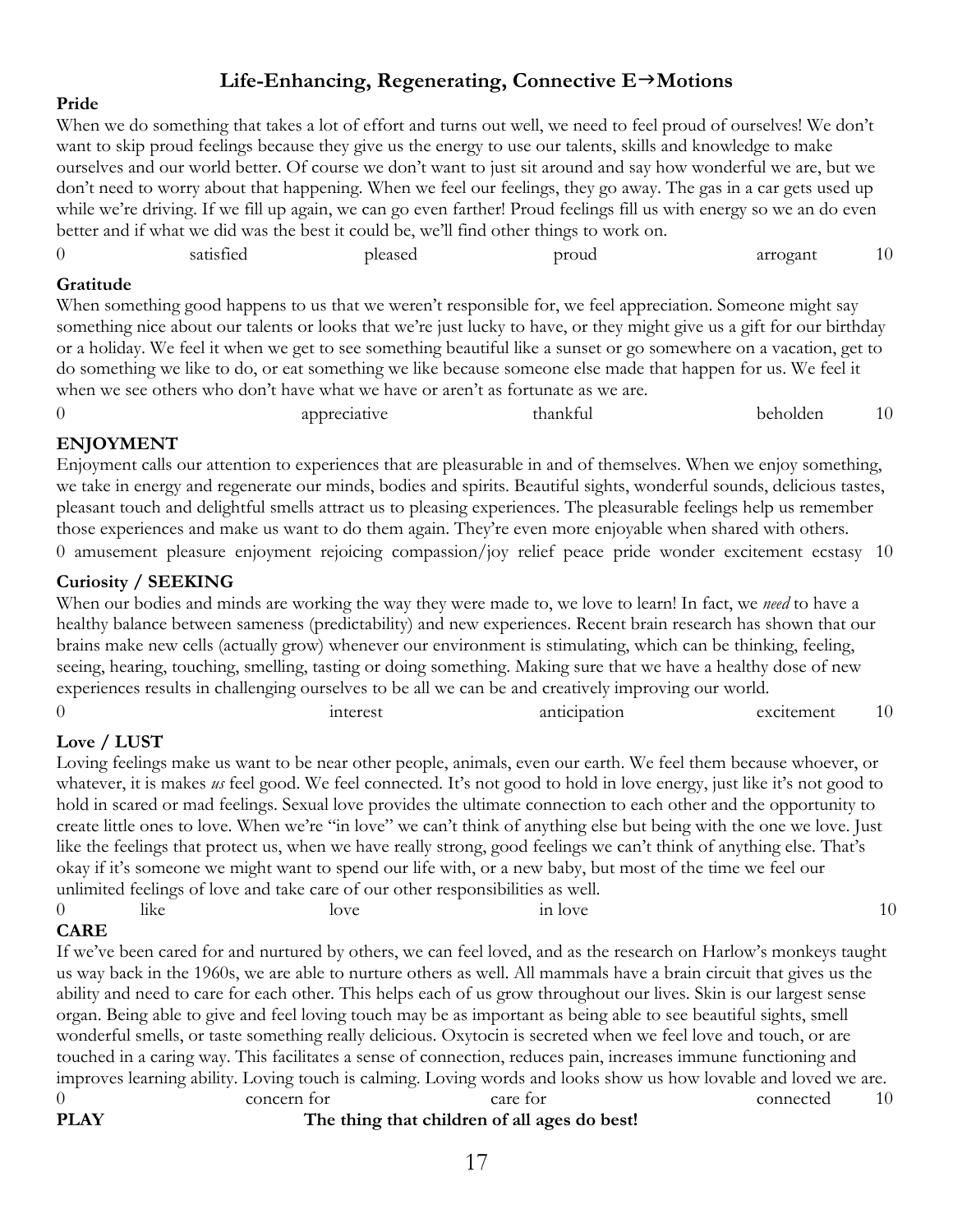## Life-Enhancing, Regenerating, Connective E→Motions

**Pride**

When we do something that takes a lot of effort and turns out well, we need to feel proud of ourselves! We don't want to skip proud feelings because they give us the energy to use our talents, skills and knowledge to make ourselves and our world better. Of course we don't want to just sit around and say how wonderful we are, but we don't need to worry about that happening. When we feel our feelings, they go away. The gas in a car gets used up while we're driving. If we fill up again, we can go even farther! Proud feelings fill us with energy so we an do even better and if what we did was the best it could be, we'll find other things to work on.

0 satisfied pleased proud arrogant 10

**Gratitude**

When something good happens to us that we weren't responsible for, we feel appreciation. Someone might say something nice about our talents or looks that we're just lucky to have, or they might give us a gift for our birthday or a holiday. We feel it when we get to see something beautiful like a sunset or go somewhere on a vacation, get to do something we like to do, or eat something we like because someone else made that happen for us. We feel it when we see others who don't have what we have or aren't as fortunate as we are.

0 appreciative thankful beholden 10

**ENJOYMENT**

Enjoyment calls our attention to experiences that are pleasurable in and of themselves. When we enjoy something, we take in energy and regenerate our minds, bodies and spirits. Beautiful sights, wonderful sounds, delicious tastes, pleasant touch and delightful smells attract us to pleasing experiences. The pleasurable feelings help us remember those experiences and make us want to do them again. They're even more enjoyable when shared with others.

0 amusement pleasure enjoyment rejoicing compassion/joy relief peace pride wonder excitement ecstasy 10

**Curiosity / SEEKING**

When our bodies and minds are working the way they were made to, we love to learn! In fact, we *need* to have a healthy balance between sameness (predictability) and new experiences. Recent brain research has shown that our brains make new cells (actually grow) whenever our environment is stimulating, which can be thinking, feeling, seeing, hearing, touching, smelling, tasting or doing something. Making sure that we have a healthy dose of new experiences results in challenging ourselves to be all we can be and creatively improving our world.

0 interest anticipation excitement 10

**Love / LUST**

Loving feelings make us want to be near other people, animals, even our earth. We feel them because whoever, or whatever, it is makes *us* feel good. We feel connected. It's not good to hold in love energy, just like it's not good to hold in scared or mad feelings. Sexual love provides the ultimate connection to each other and the opportunity to create little ones to love. When we're "in love" we can't think of anything else but being with the one we love. Just like the feelings that protect us, when we have really strong, good feelings we can't think of anything else. That's okay if it's someone we might want to spend our life with, or a new baby, but most of the time we feel our unlimited feelings of love and take care of our other responsibilities as well.

0 like love in love 10

**CARE**

If we've been cared for and nurtured by others, we can feel loved, and as the research on Harlow's monkeys taught us way back in the 1960s, we are able to nurture others as well. All mammals have a brain circuit that gives us the ability and need to care for each other. This helps each of us grow throughout our lives. Skin is our largest sense organ. Being able to give and feel loving touch may be as important as being able to see beautiful sights, smell wonderful smells, or taste something really delicious. Oxytocin is secreted when we feel love and touch, or are touched in a caring way. This facilitates a sense of connection, reduces pain, increases immune functioning and improves learning ability. Loving touch is calming. Loving words and looks show us how lovable and loved we are.

0 concern for care for connected 10

**PLAY** **The thing that children of all ages do best!**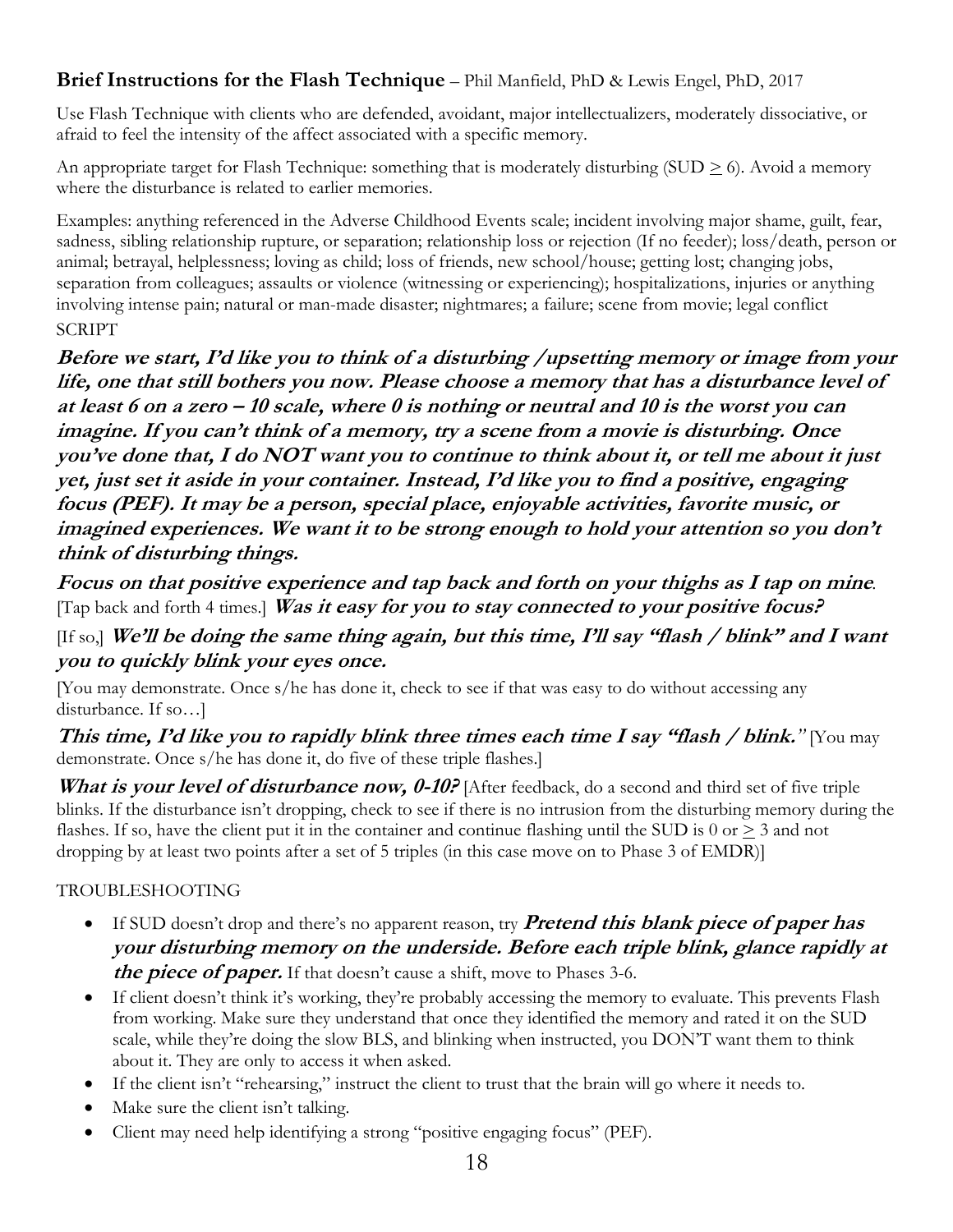## **Brief Instructions for the Flash Technique** – Phil Manfield, PhD & Lewis Engel, PhD, 2017

Use Flash Technique with clients who are defended, avoidant, major intellectualizers, moderately dissociative, or afraid to feel the intensity of the affect associated with a specific memory.

An appropriate target for Flash Technique: something that is moderately disturbing (SUD $\geq$ 6). Avoid a memory where the disturbance is related to earlier memories.

Examples: anything referenced in the Adverse Childhood Events scale; incident involving major shame, guilt, fear, sadness, sibling relationship rupture, or separation; relationship loss or rejection (If no feeder); loss/death, person or animal; betrayal, helplessness; loving as child; loss of friends, new school/house; getting lost; changing jobs, separation from colleagues; assaults or violence (witnessing or experiencing); hospitalizations, injuries or anything involving intense pain; natural or man-made disaster; nightmares; a failure; scene from movie; legal conflict

SCRIPT

***Before we start, I'd like you to think of a disturbing /upsetting memory or image from your life, one that still bothers you now. Please choose a memory that has a disturbance level of at least 6 on a zero – 10 scale, where 0 is nothing or neutral and 10 is the worst you can imagine. If you can't think of a memory, try a scene from a movie is disturbing. Once you've done that, I do NOT want you to continue to think about it, or tell me about it just yet, just set it aside in your container. Instead, I'd like you to find a positive, engaging focus (PEF). It may be a person, special place, enjoyable activities, favorite music, or imagined experiences. We want it to be strong enough to hold your attention so you don't think of disturbing things.***

***Focus on that positive experience and tap back and forth on your thighs as I tap on mine***. [Tap back and forth 4 times.] ***Was it easy for you to stay connected to your positive focus?***

[If so,] ***We'll be doing the same thing again, but this time, I'll say "flash / blink" and I want you to quickly blink your eyes once.***

[You may demonstrate. Once s/he has done it, check to see if that was easy to do without accessing any disturbance. If so…]

***This time, I'd like you to rapidly blink three times each time I say "flash / blink."*** [You may demonstrate. Once s/he has done it, do five of these triple flashes.]

***What is your level of disturbance now, 0-10?*** [After feedback, do a second and third set of five triple blinks. If the disturbance isn't dropping, check to see if there is no intrusion from the disturbing memory during the flashes. If so, have the client put it in the container and continue flashing until the SUD is 0 or $\geq$ 3 and not dropping by at least two points after a set of 5 triples (in this case move on to Phase 3 of EMDR)]

TROUBLESHOOTING

- If SUD doesn't drop and there's no apparent reason, try ***Pretend this blank piece of paper has your disturbing memory on the underside. Before each triple blink, glance rapidly at the piece of paper.*** If that doesn't cause a shift, move to Phases 3-6.
- If client doesn't think it's working, they're probably accessing the memory to evaluate. This prevents Flash from working. Make sure they understand that once they identified the memory and rated it on the SUD scale, while they're doing the slow BLS, and blinking when instructed, you DON'T want them to think about it. They are only to access it when asked.
- If the client isn't "rehearsing," instruct the client to trust that the brain will go where it needs to.
- Make sure the client isn't talking.
- Client may need help identifying a strong "positive engaging focus" (PEF).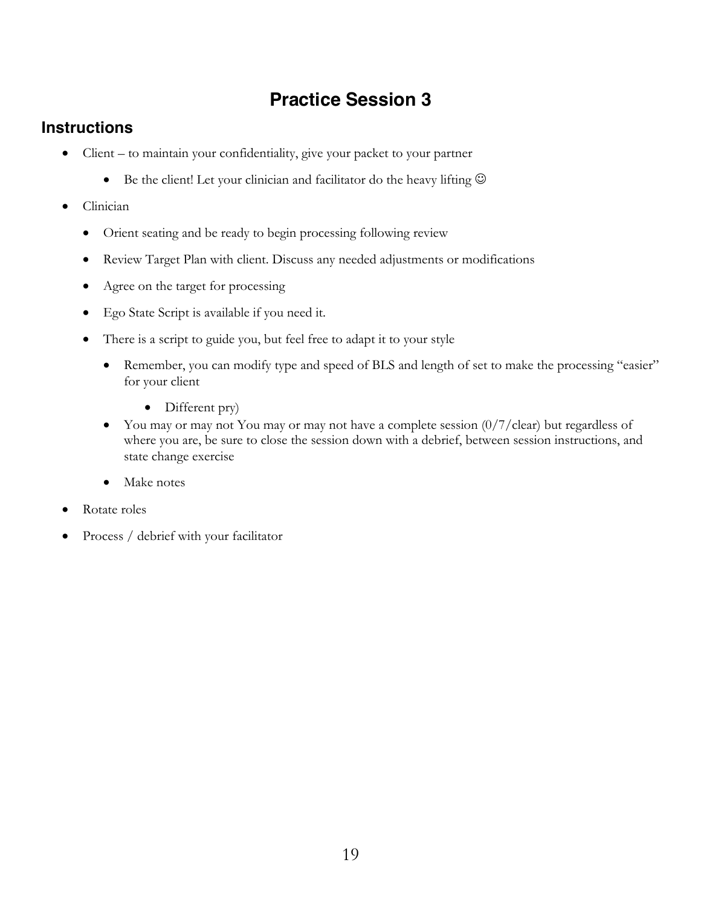# Practice Session 3

## Instructions

- Client – to maintain your confidentiality, give your packet to your partner
  - Be the client! Let your clinician and facilitator do the heavy lifting ☺
- Clinician
  - Orient seating and be ready to begin processing following review
  - Review Target Plan with client. Discuss any needed adjustments or modifications
  - Agree on the target for processing
  - Ego State Script is available if you need it.
  - There is a script to guide you, but feel free to adapt it to your style
    - Remember, you can modify type and speed of BLS and length of set to make the processing "easier" for your client
      - Different pry)
    - You may or may not You may or may not have a complete session (0/7/clear) but regardless of where you are, be sure to close the session down with a debrief, between session instructions, and state change exercise
    - Make notes
- Rotate roles
- Process / debrief with your facilitator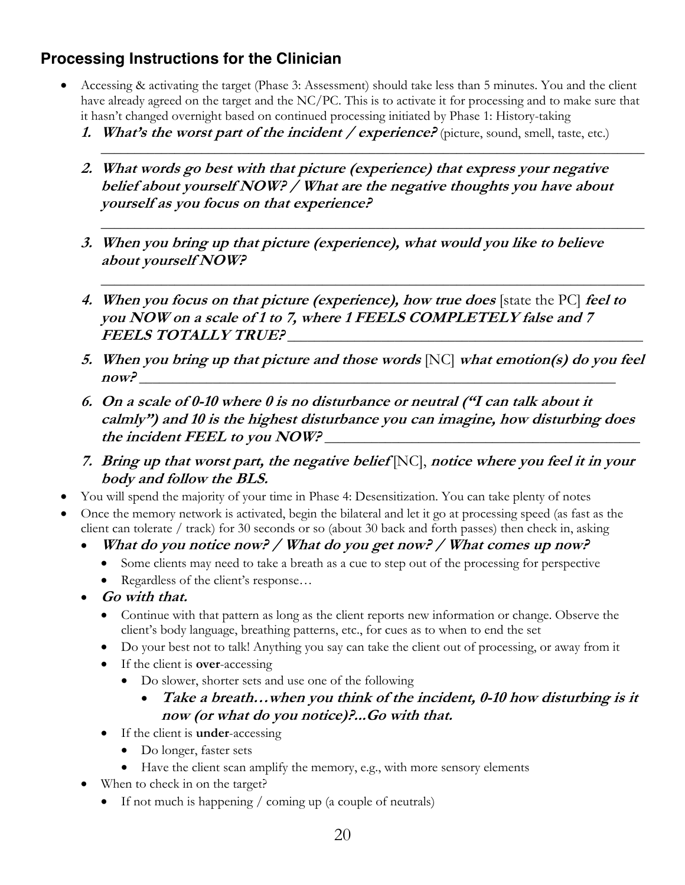## Processing Instructions for the Clinician

- Accessing & activating the target (Phase 3: Assessment) should take less than 5 minutes. You and the client have already agreed on the target and the NC/PC. This is to activate it for processing and to make sure that it hasn't changed overnight based on continued processing initiated by Phase 1: History-taking
  1. ***What's the worst part of the incident / experience?*** (picture, sound, smell, taste, etc.) \_\_\_\_\_\_\_\_\_\_\_\_\_\_\_\_\_\_\_\_\_\_\_\_\_\_\_\_\_\_\_\_\_\_\_\_\_\_\_\_\_\_\_\_
  2. ***What words go best with that picture (experience) that express your negative belief about yourself NOW? / What are the negative thoughts you have about yourself as you focus on that experience?*** \_\_\_\_\_\_\_\_\_\_\_\_\_\_\_\_\_\_\_\_\_\_\_\_\_\_\_\_\_\_\_\_\_\_\_\_\_\_\_\_\_\_\_\_
  3. ***When you bring up that picture (experience), what would you like to believe about yourself NOW?*** \_\_\_\_\_\_\_\_\_\_\_\_\_\_\_\_\_\_\_\_\_\_\_\_\_\_\_\_\_\_\_\_\_\_\_\_\_\_\_\_\_\_\_\_
  4. ***When you focus on that picture (experience), how true does*** [state the PC] ***feel to you NOW on a scale of 1 to 7, where 1 FEELS COMPLETELY false and 7 FEELS TOTALLY TRUE?*** \_\_\_\_\_\_\_\_\_\_\_\_\_\_\_\_\_\_\_\_\_\_\_\_\_\_
  5. ***When you bring up that picture and those words*** [NC] ***what emotion(s) do you feel now?*** \_\_\_\_\_\_\_\_\_\_\_\_\_\_\_\_\_\_\_\_\_\_\_\_\_\_\_\_\_\_\_\_
  6. ***On a scale of 0-10 where 0 is no disturbance or neutral ("I can talk about it calmly") and 10 is the highest disturbance you can imagine, how disturbing does the incident FEEL to you NOW?*** \_\_\_\_\_\_\_\_\_\_\_\_\_\_\_\_\_\_\_\_\_\_\_\_\_\_
  7. ***Bring up that worst part, the negative belief*** [NC], ***notice where you feel it in your body and follow the BLS.***
- You will spend the majority of your time in Phase 4: Desensitization. You can take plenty of notes
- Once the memory network is activated, begin the bilateral and let it go at processing speed (as fast as the client can tolerate / track) for 30 seconds or so (about 30 back and forth passes) then check in, asking
  - ***What do you notice now? / What do you get now? / What comes up now?***
    - Some clients may need to take a breath as a cue to step out of the processing for perspective
    - Regardless of the client's response…
  - ***Go with that.***
    - Continue with that pattern as long as the client reports new information or change. Observe the client's body language, breathing patterns, etc., for cues as to when to end the set
    - Do your best not to talk! Anything you say can take the client out of processing, or away from it
    - If the client is **over**-accessing
      - Do slower, shorter sets and use one of the following
        - ***Take a breath…when you think of the incident, 0-10 how disturbing is it now (or what do you notice)?...Go with that.***
    - If the client is **under**-accessing
      - Do longer, faster sets
      - Have the client scan amplify the memory, e.g., with more sensory elements
  - When to check in on the target?
    - If not much is happening / coming up (a couple of neutrals)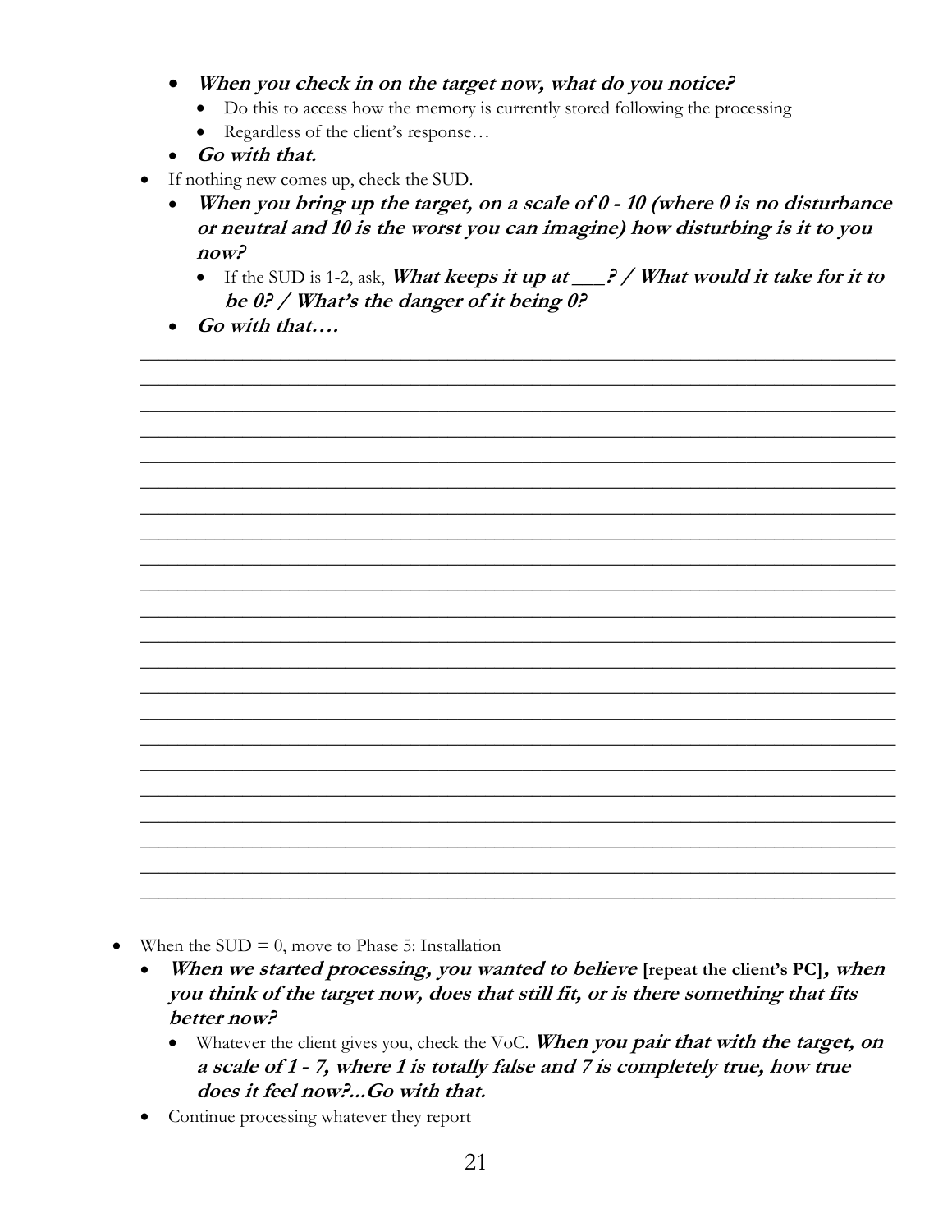- ***When you check in on the target now, what do you notice?***
  - Do this to access how the memory is currently stored following the processing
  - Regardless of the client's response…
- ***Go with that.***
- If nothing new comes up, check the SUD.
  - ***When you bring up the target, on a scale of 0 - 10 (where 0 is no disturbance or neutral and 10 is the worst you can imagine) how disturbing is it to you now?***
    - If the SUD is 1-2, ask, ***What keeps it up at ___? / What would it take for it to be 0? / What's the danger of it being 0?***
  - ***Go with that….***

______________________________________________________________________________
______________________________________________________________________________
______________________________________________________________________________
______________________________________________________________________________
______________________________________________________________________________
______________________________________________________________________________
______________________________________________________________________________
______________________________________________________________________________
______________________________________________________________________________
______________________________________________________________________________
______________________________________________________________________________
______________________________________________________________________________
______________________________________________________________________________
______________________________________________________________________________
______________________________________________________________________________
______________________________________________________________________________
______________________________________________________________________________
______________________________________________________________________________
______________________________________________________________________________
______________________________________________________________________________
______________________________________________________________________________
______________________________________________________________________________

- When the SUD = 0, move to Phase 5: Installation
  - ***When we started processing, you wanted to believe*** **[repeat the client's PC]*****, when you think of the target now, does that still fit, or is there something that fits better now?***
    - Whatever the client gives you, check the VoC. ***When you pair that with the target, on a scale of 1 - 7, where 1 is totally false and 7 is completely true, how true does it feel now?...Go with that.***
  - Continue processing whatever they report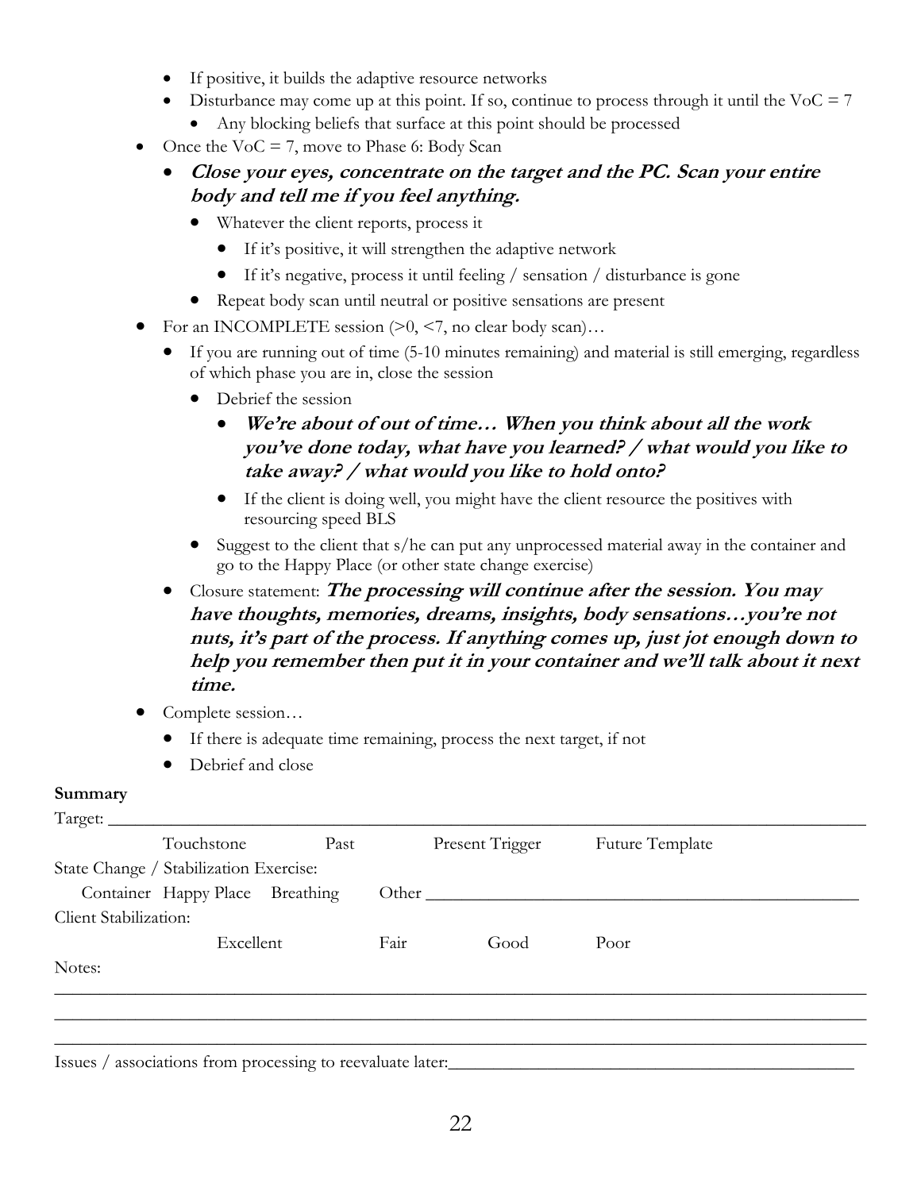- If positive, it builds the adaptive resource networks
  - Disturbance may come up at this point. If so, continue to process through it until the VoC = 7
    - Any blocking beliefs that surface at this point should be processed
- Once the VoC = 7, move to Phase 6: Body Scan
  - ***Close your eyes, concentrate on the target and the PC. Scan your entire body and tell me if you feel anything.***
    - Whatever the client reports, process it
      - If it's positive, it will strengthen the adaptive network
      - If it's negative, process it until feeling / sensation / disturbance is gone
    - Repeat body scan until neutral or positive sensations are present
- For an INCOMPLETE session (>0, <7, no clear body scan)…
  - If you are running out of time (5-10 minutes remaining) and material is still emerging, regardless of which phase you are in, close the session
    - Debrief the session
      - ***We're about of out of time… When you think about all the work you've done today, what have you learned? / what would you like to take away? / what would you like to hold onto?***
      - If the client is doing well, you might have the client resource the positives with resourcing speed BLS
    - Suggest to the client that s/he can put any unprocessed material away in the container and go to the Happy Place (or other state change exercise)
  - Closure statement: ***The processing will continue after the session. You may have thoughts, memories, dreams, insights, body sensations…you're not nuts, it's part of the process. If anything comes up, just jot enough down to help you remember then put it in your container and we'll talk about it next time.***
- Complete session…
  - If there is adequate time remaining, process the next target, if not
  - Debrief and close

**Summary**

Target: ____________________________________________

Touchstone    Past    Present Trigger    Future Template

State Change / Stabilization Exercise:

Container  Happy Place  Breathing    Other ____________________________

Client Stabilization:

Excellent    Fair    Good    Poor

Notes:

________________________________________________________________

________________________________________________________________

________________________________________________________________

Issues / associations from processing to reevaluate later:____________________________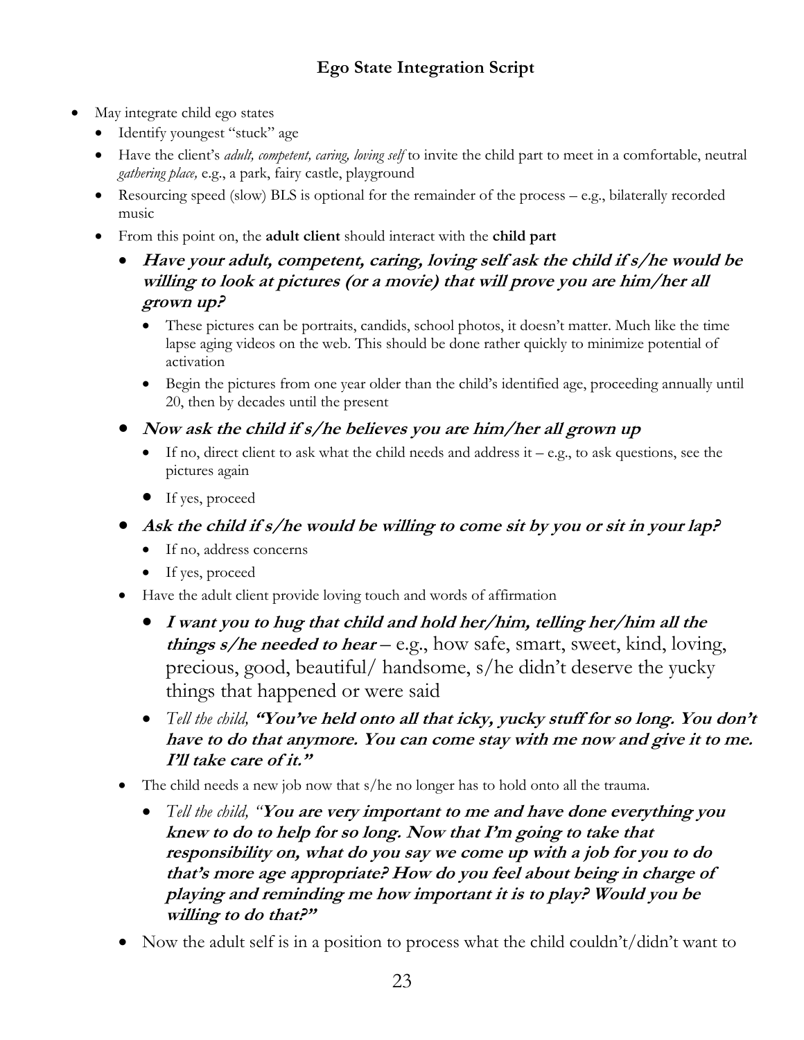## Ego State Integration Script

- May integrate child ego states
  - Identify youngest "stuck" age
  - Have the client's *adult, competent, caring, loving self* to invite the child part to meet in a comfortable, neutral *gathering place,* e.g., a park, fairy castle, playground
  - Resourcing speed (slow) BLS is optional for the remainder of the process – e.g., bilaterally recorded music
  - From this point on, the **adult client** should interact with the **child part**
    - ***Have your adult, competent, caring, loving self ask the child if s/he would be willing to look at pictures (or a movie) that will prove you are him/her all grown up?***
      - These pictures can be portraits, candids, school photos, it doesn't matter. Much like the time lapse aging videos on the web. This should be done rather quickly to minimize potential of activation
      - Begin the pictures from one year older than the child's identified age, proceeding annually until 20, then by decades until the present
    - ***Now ask the child if s/he believes you are him/her all grown up***
      - If no, direct client to ask what the child needs and address it – e.g., to ask questions, see the pictures again
      - If yes, proceed
    - ***Ask the child if s/he would be willing to come sit by you or sit in your lap?***
      - If no, address concerns
      - If yes, proceed
  - Have the adult client provide loving touch and words of affirmation
    - ***I want you to hug that child and hold her/him, telling her/him all the things s/he needed to hear*** – e.g., how safe, smart, sweet, kind, loving, precious, good, beautiful/ handsome, s/he didn't deserve the yucky things that happened or were said
    - *Tell the child,* ***"You've held onto all that icky, yucky stuff for so long. You don't have to do that anymore. You can come stay with me now and give it to me. I'll take care of it."***
  - The child needs a new job now that s/he no longer has to hold onto all the trauma.
    - *Tell the child, "****You are very important to me and have done everything you knew to do to help for so long. Now that I'm going to take that responsibility on, what do you say we come up with a job for you to do that's more age appropriate? How do you feel about being in charge of playing and reminding me how important it is to play? Would you be willing to do that?"***
  - Now the adult self is in a position to process what the child couldn't/didn't want to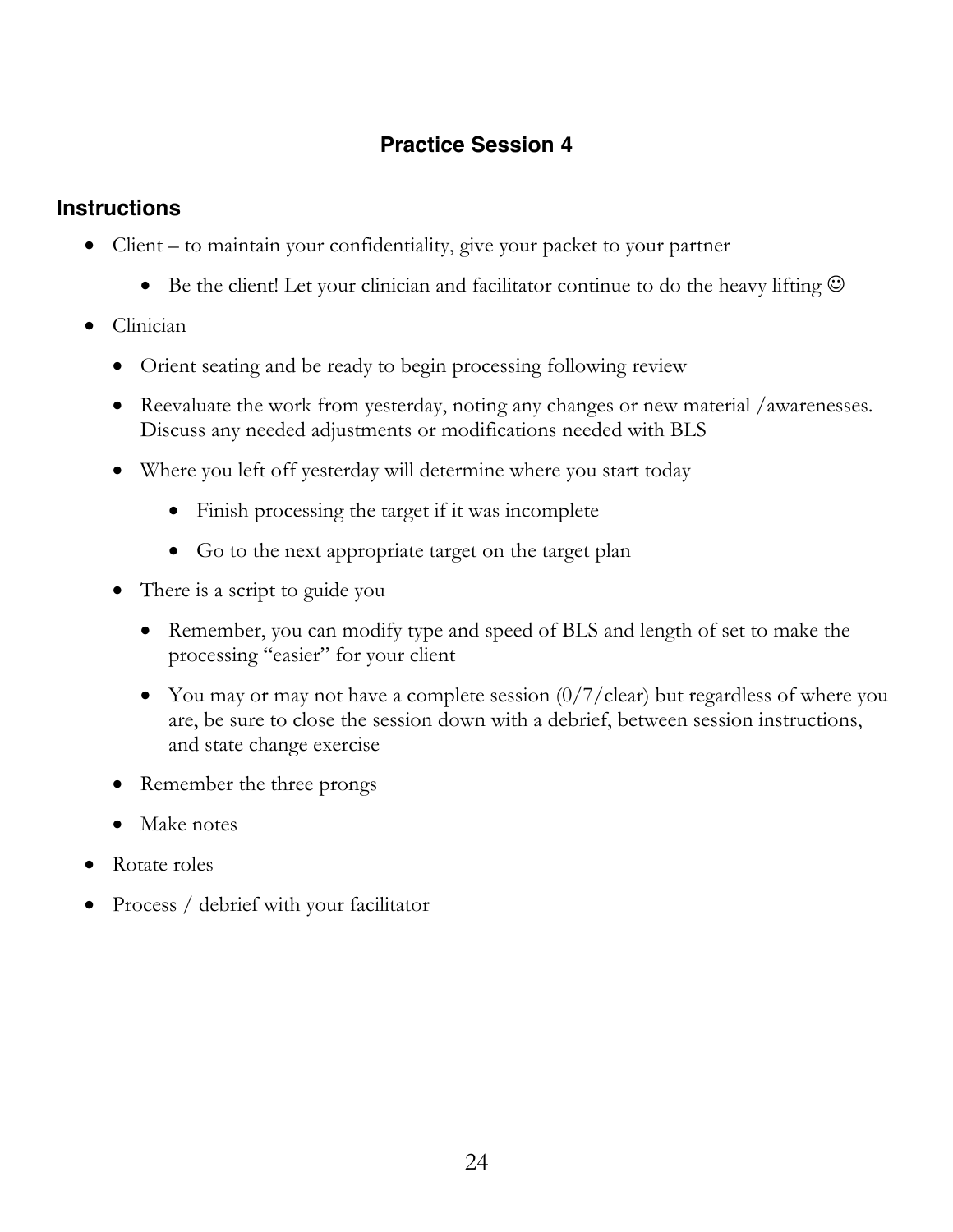## Practice Session 4

### Instructions

- Client – to maintain your confidentiality, give your packet to your partner
  - Be the client! Let your clinician and facilitator continue to do the heavy lifting ☺
- Clinician
  - Orient seating and be ready to begin processing following review
  - Reevaluate the work from yesterday, noting any changes or new material /awarenesses. Discuss any needed adjustments or modifications needed with BLS
  - Where you left off yesterday will determine where you start today
    - Finish processing the target if it was incomplete
    - Go to the next appropriate target on the target plan
  - There is a script to guide you
    - Remember, you can modify type and speed of BLS and length of set to make the processing "easier" for your client
    - You may or may not have a complete session (0/7/clear) but regardless of where you are, be sure to close the session down with a debrief, between session instructions, and state change exercise
  - Remember the three prongs
  - Make notes
- Rotate roles
- Process / debrief with your facilitator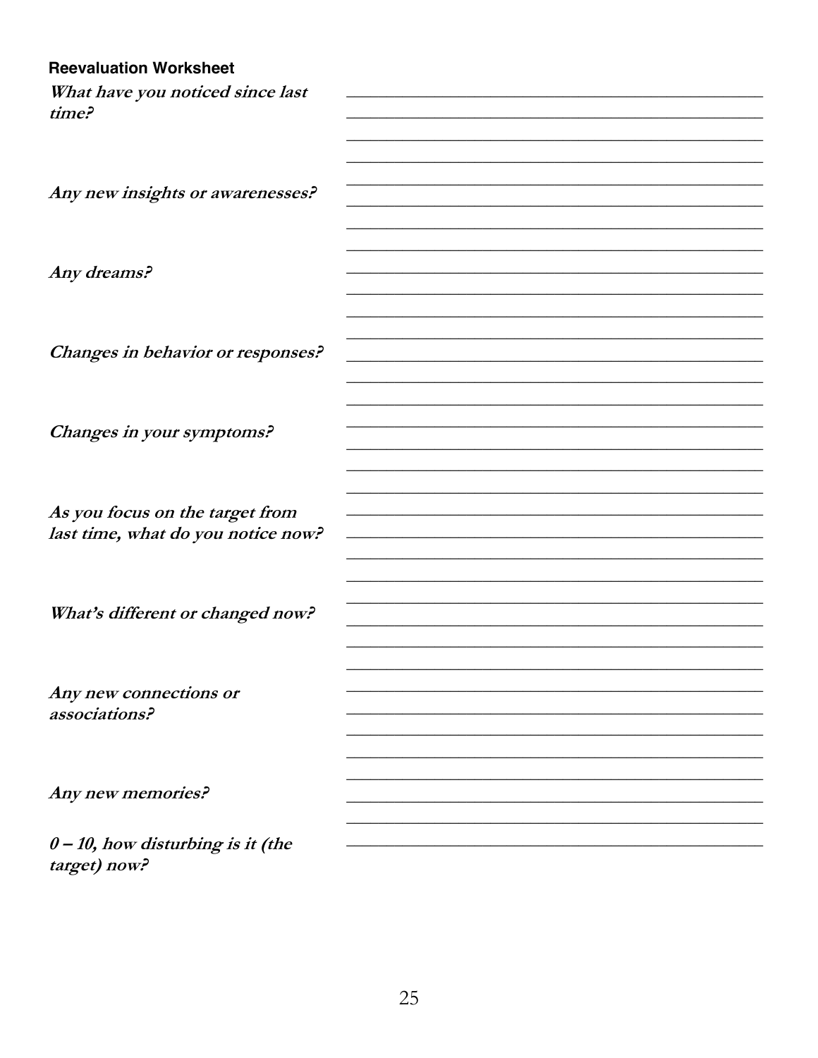**Reevaluation Worksheet**

***What have you noticed since last time?***

______________________________________________

______________________________________________

______________________________________________

______________________________________________

***Any new insights or awarenesses?***

______________________________________________

______________________________________________

______________________________________________

***Any dreams?***

______________________________________________

______________________________________________

______________________________________________

______________________________________________

***Changes in behavior or responses?***

______________________________________________

______________________________________________

______________________________________________

***Changes in your symptoms?***

______________________________________________

______________________________________________

______________________________________________

______________________________________________

***As you focus on the target from last time, what do you notice now?***

______________________________________________

______________________________________________

______________________________________________

______________________________________________

***What's different or changed now?***

______________________________________________

______________________________________________

______________________________________________

***Any new connections or associations?***

______________________________________________

______________________________________________

______________________________________________

______________________________________________

***Any new memories?***

______________________________________________

______________________________________________

***0 – 10, how disturbing is it (the target) now?***

______________________________________________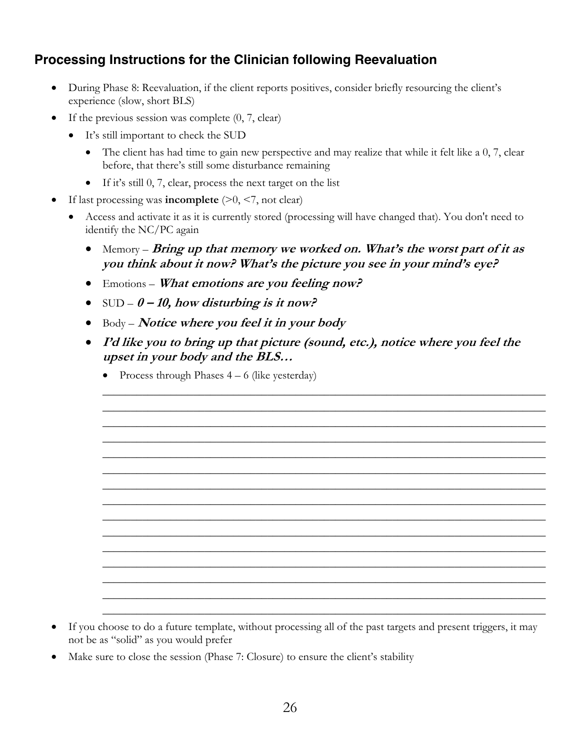## Processing Instructions for the Clinician following Reevaluation

- During Phase 8: Reevaluation, if the client reports positives, consider briefly resourcing the client's experience (slow, short BLS)
- If the previous session was complete (0, 7, clear)
  - It's still important to check the SUD
    - The client has had time to gain new perspective and may realize that while it felt like a 0, 7, clear before, that there's still some disturbance remaining
    - If it's still 0, 7, clear, process the next target on the list
- If last processing was **incomplete** (>0, <7, not clear)
  - Access and activate it as it is currently stored (processing will have changed that). You don't need to identify the NC/PC again
    - Memory – ***Bring up that memory we worked on. What's the worst part of it as you think about it now? What's the picture you see in your mind's eye?***
    - Emotions – ***What emotions are you feeling now?***
    - SUD – ***0 – 10, how disturbing is it now?***
    - Body – ***Notice where you feel it in your body***
    - ***I'd like you to bring up that picture (sound, etc.), notice where you feel the upset in your body and the BLS…***
      - Process through Phases 4 – 6 (like yesterday)

______________________________________________________________________
______________________________________________________________________
______________________________________________________________________
______________________________________________________________________
______________________________________________________________________
______________________________________________________________________
______________________________________________________________________
______________________________________________________________________
______________________________________________________________________
______________________________________________________________________
______________________________________________________________________
______________________________________________________________________
______________________________________________________________________
______________________________________________________________________
______________________________________________________________________

- If you choose to do a future template, without processing all of the past targets and present triggers, it may not be as "solid" as you would prefer
- Make sure to close the session (Phase 7: Closure) to ensure the client's stability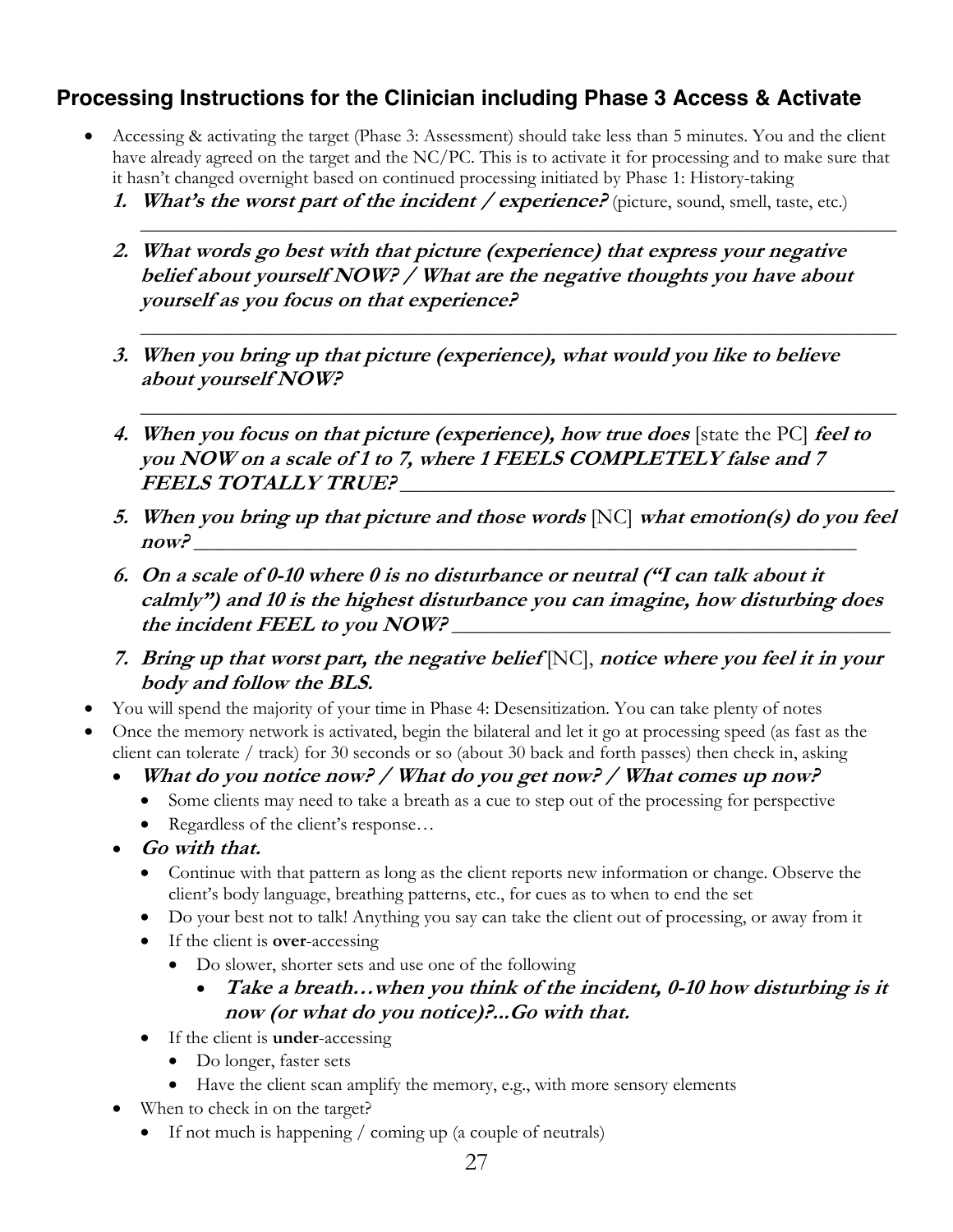## Processing Instructions for the Clinician including Phase 3 Access & Activate

- Accessing & activating the target (Phase 3: Assessment) should take less than 5 minutes. You and the client have already agreed on the target and the NC/PC. This is to activate it for processing and to make sure that it hasn't changed overnight based on continued processing initiated by Phase 1: History-taking
  1. ***What's the worst part of the incident / experience?*** (picture, sound, smell, taste, etc.)

     ______________________________________________________________________

  2. ***What words go best with that picture (experience) that express your negative belief about yourself NOW? / What are the negative thoughts you have about yourself as you focus on that experience?***

     ______________________________________________________________________

  3. ***When you bring up that picture (experience), what would you like to believe about yourself NOW?***

     ______________________________________________________________________

  4. ***When you focus on that picture (experience), how true does*** [state the PC] ***feel to you NOW on a scale of 1 to 7, where 1 FEELS COMPLETELY false and 7 FEELS TOTALLY TRUE?*** ______________________________

  5. ***When you bring up that picture and those words*** [NC] ***what emotion(s) do you feel now?*** ______________________________

  6. ***On a scale of 0-10 where 0 is no disturbance or neutral ("I can talk about it calmly") and 10 is the highest disturbance you can imagine, how disturbing does the incident FEEL to you NOW?*** ______________________________

  7. ***Bring up that worst part, the negative belief*** [NC], ***notice where you feel it in your body and follow the BLS.***
- You will spend the majority of your time in Phase 4: Desensitization. You can take plenty of notes
- Once the memory network is activated, begin the bilateral and let it go at processing speed (as fast as the client can tolerate / track) for 30 seconds or so (about 30 back and forth passes) then check in, asking
  - ***What do you notice now? / What do you get now? / What comes up now?***
    - Some clients may need to take a breath as a cue to step out of the processing for perspective
    - Regardless of the client's response…
  - ***Go with that.***
    - Continue with that pattern as long as the client reports new information or change. Observe the client's body language, breathing patterns, etc., for cues as to when to end the set
    - Do your best not to talk! Anything you say can take the client out of processing, or away from it
    - If the client is **over**-accessing
      - Do slower, shorter sets and use one of the following
        - ***Take a breath…when you think of the incident, 0-10 how disturbing is it now (or what do you notice)?...Go with that.***
    - If the client is **under**-accessing
      - Do longer, faster sets
      - Have the client scan amplify the memory, e.g., with more sensory elements
  - When to check in on the target?
    - If not much is happening / coming up (a couple of neutrals)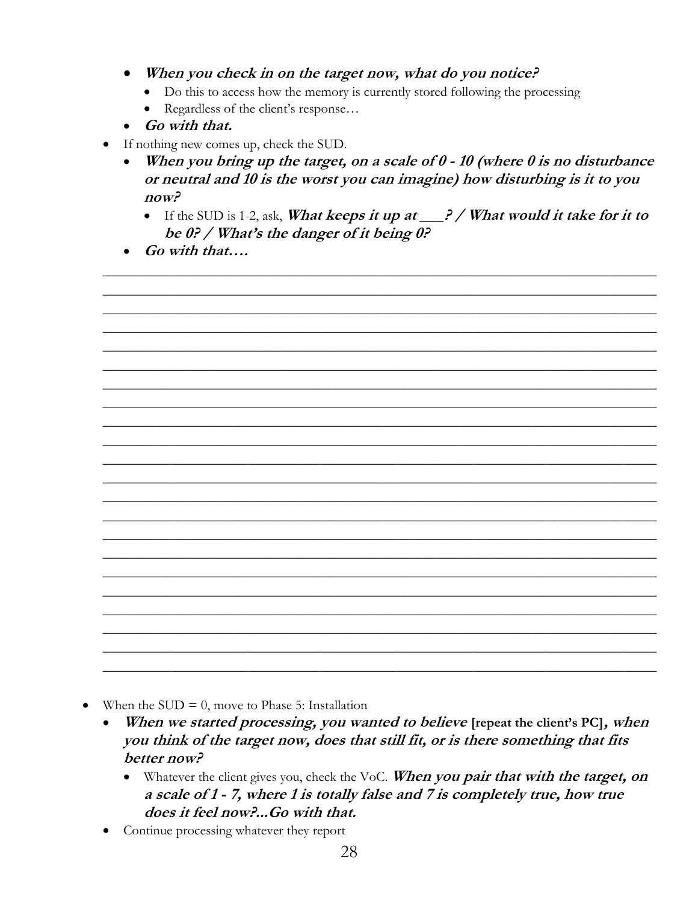- ***When you check in on the target now, what do you notice?***
    - Do this to access how the memory is currently stored following the processing
    - Regardless of the client's response…
  - ***Go with that.***
- If nothing new comes up, check the SUD.
  - ***When you bring up the target, on a scale of 0 - 10 (where 0 is no disturbance or neutral and 10 is the worst you can imagine) how disturbing is it to you now?***
    - If the SUD is 1-2, ask, ***What keeps it up at ___? / What would it take for it to be 0? / What's the danger of it being 0?***
  - ***Go with that….***

___________________________________________________________________________

___________________________________________________________________________

___________________________________________________________________________

___________________________________________________________________________

___________________________________________________________________________

___________________________________________________________________________

___________________________________________________________________________

___________________________________________________________________________

___________________________________________________________________________

___________________________________________________________________________

___________________________________________________________________________

___________________________________________________________________________

___________________________________________________________________________

___________________________________________________________________________

___________________________________________________________________________

___________________________________________________________________________

___________________________________________________________________________

___________________________________________________________________________

___________________________________________________________________________

___________________________________________________________________________

___________________________________________________________________________

___________________________________________________________________________

- When the SUD = 0, move to Phase 5: Installation
  - ***When we started processing, you wanted to believe* [repeat the client's PC]*, when you think of the target now, does that still fit, or is there something that fits better now?***
    - Whatever the client gives you, check the VoC. ***When you pair that with the target, on a scale of 1 - 7, where 1 is totally false and 7 is completely true, how true does it feel now?...Go with that.***
  - Continue processing whatever they report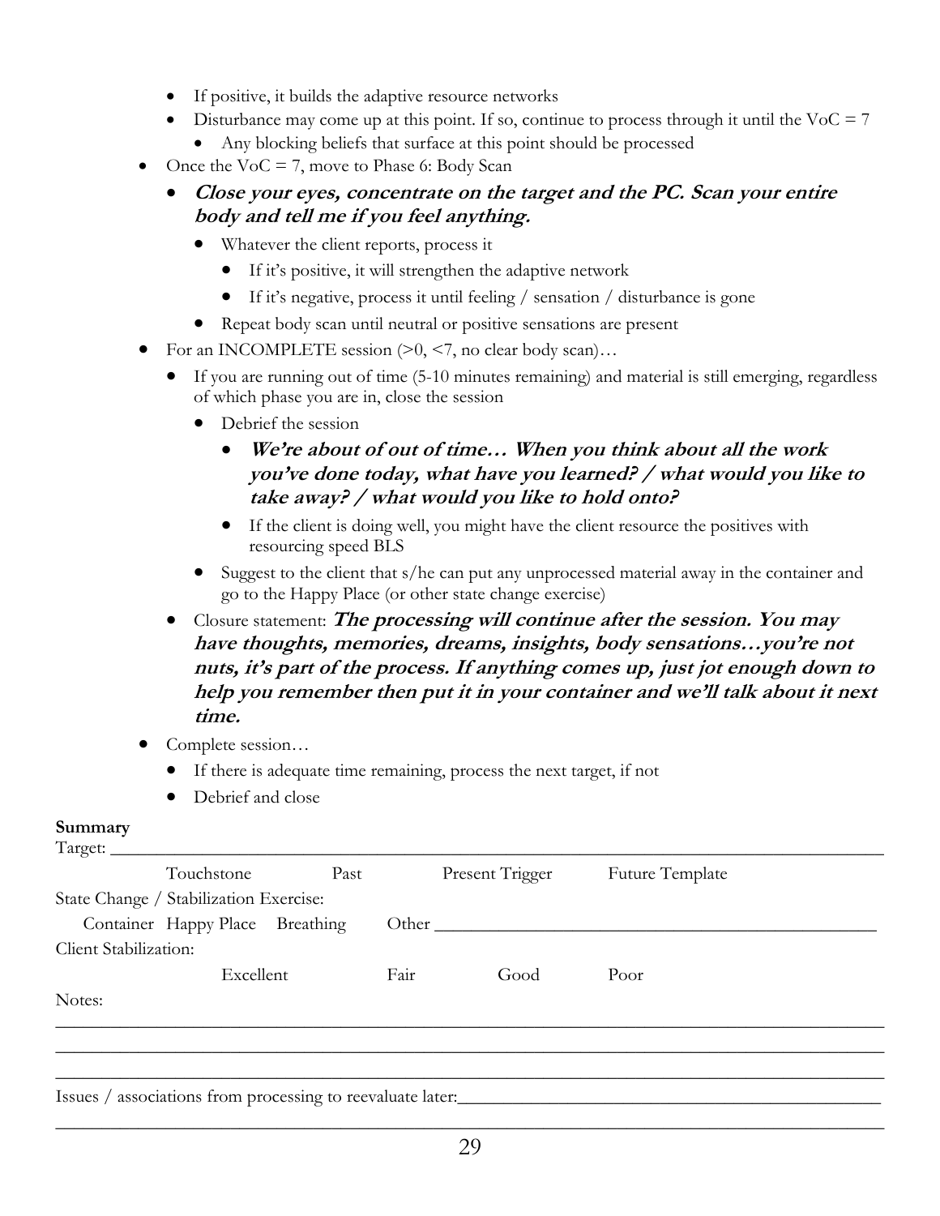- If positive, it builds the adaptive resource networks
- Disturbance may come up at this point. If so, continue to process through it until the VoC = 7
  - Any blocking beliefs that surface at this point should be processed
- Once the VoC = 7, move to Phase 6: Body Scan
  - ***Close your eyes, concentrate on the target and the PC. Scan your entire body and tell me if you feel anything.***
    - Whatever the client reports, process it
      - If it's positive, it will strengthen the adaptive network
      - If it's negative, process it until feeling / sensation / disturbance is gone
    - Repeat body scan until neutral or positive sensations are present
- For an INCOMPLETE session (>0, <7, no clear body scan)…
  - If you are running out of time (5-10 minutes remaining) and material is still emerging, regardless of which phase you are in, close the session
    - Debrief the session
      - ***We're about of out of time… When you think about all the work you've done today, what have you learned? / what would you like to take away? / what would you like to hold onto?***
      - If the client is doing well, you might have the client resource the positives with resourcing speed BLS
    - Suggest to the client that s/he can put any unprocessed material away in the container and go to the Happy Place (or other state change exercise)
  - Closure statement: ***The processing will continue after the session. You may have thoughts, memories, dreams, insights, body sensations…you're not nuts, it's part of the process. If anything comes up, just jot enough down to help you remember then put it in your container and we'll talk about it next time.***
- Complete session…
  - If there is adequate time remaining, process the next target, if not
  - Debrief and close

**Summary**

Target: ______________________________________________

Touchstone     Past     Present Trigger     Future Template

State Change / Stabilization Exercise:

Container   Happy Place   Breathing   Other ______________________________

Client Stabilization:

Excellent     Fair     Good     Poor

Notes:

______________________________________________

______________________________________________

______________________________________________

Issues / associations from processing to reevaluate later:______________________________

______________________________________________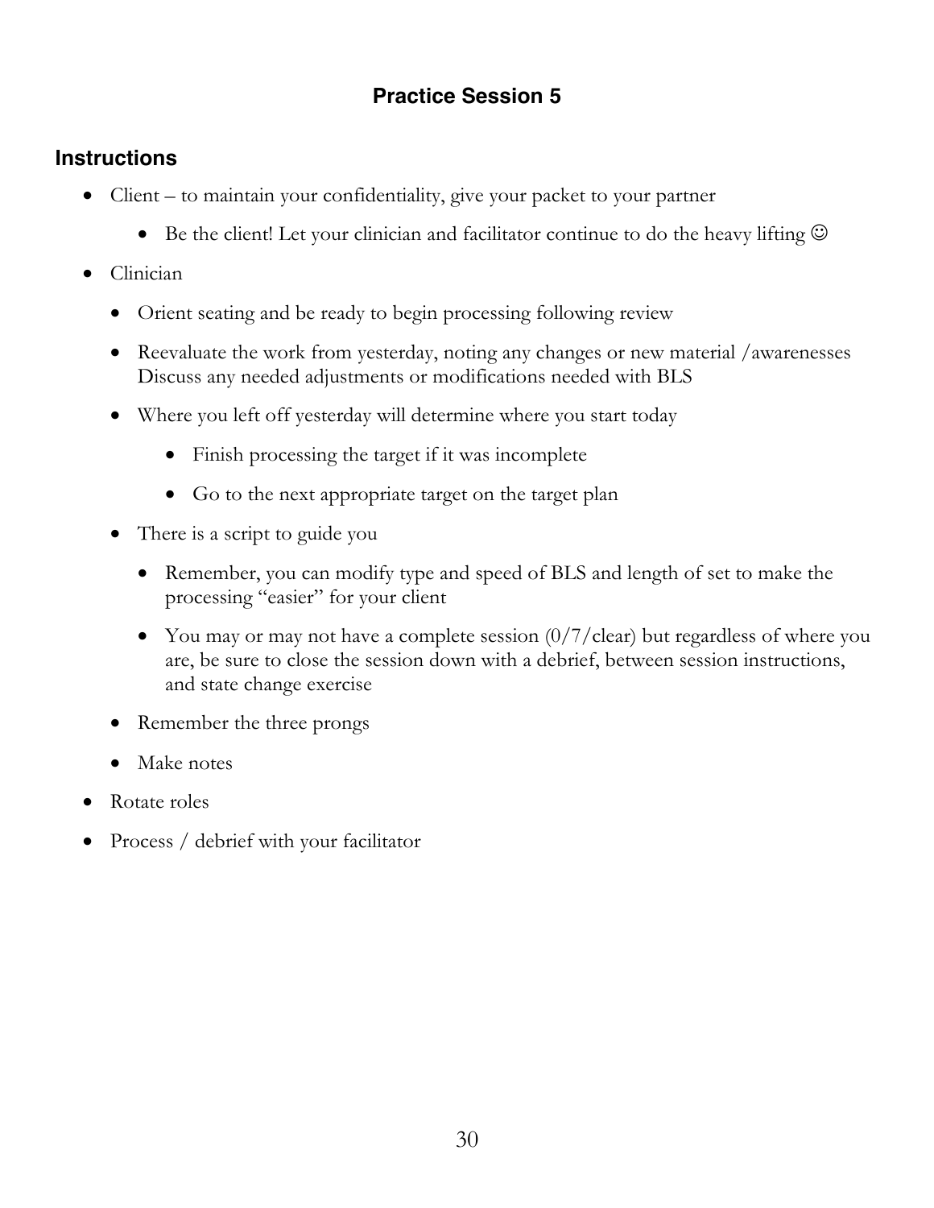## Practice Session 5

### Instructions

- Client – to maintain your confidentiality, give your packet to your partner
  - Be the client! Let your clinician and facilitator continue to do the heavy lifting ☺
- Clinician
  - Orient seating and be ready to begin processing following review
  - Reevaluate the work from yesterday, noting any changes or new material /awarenesses Discuss any needed adjustments or modifications needed with BLS
  - Where you left off yesterday will determine where you start today
    - Finish processing the target if it was incomplete
    - Go to the next appropriate target on the target plan
  - There is a script to guide you
    - Remember, you can modify type and speed of BLS and length of set to make the processing "easier" for your client
    - You may or may not have a complete session (0/7/clear) but regardless of where you are, be sure to close the session down with a debrief, between session instructions, and state change exercise
  - Remember the three prongs
  - Make notes
- Rotate roles
- Process / debrief with your facilitator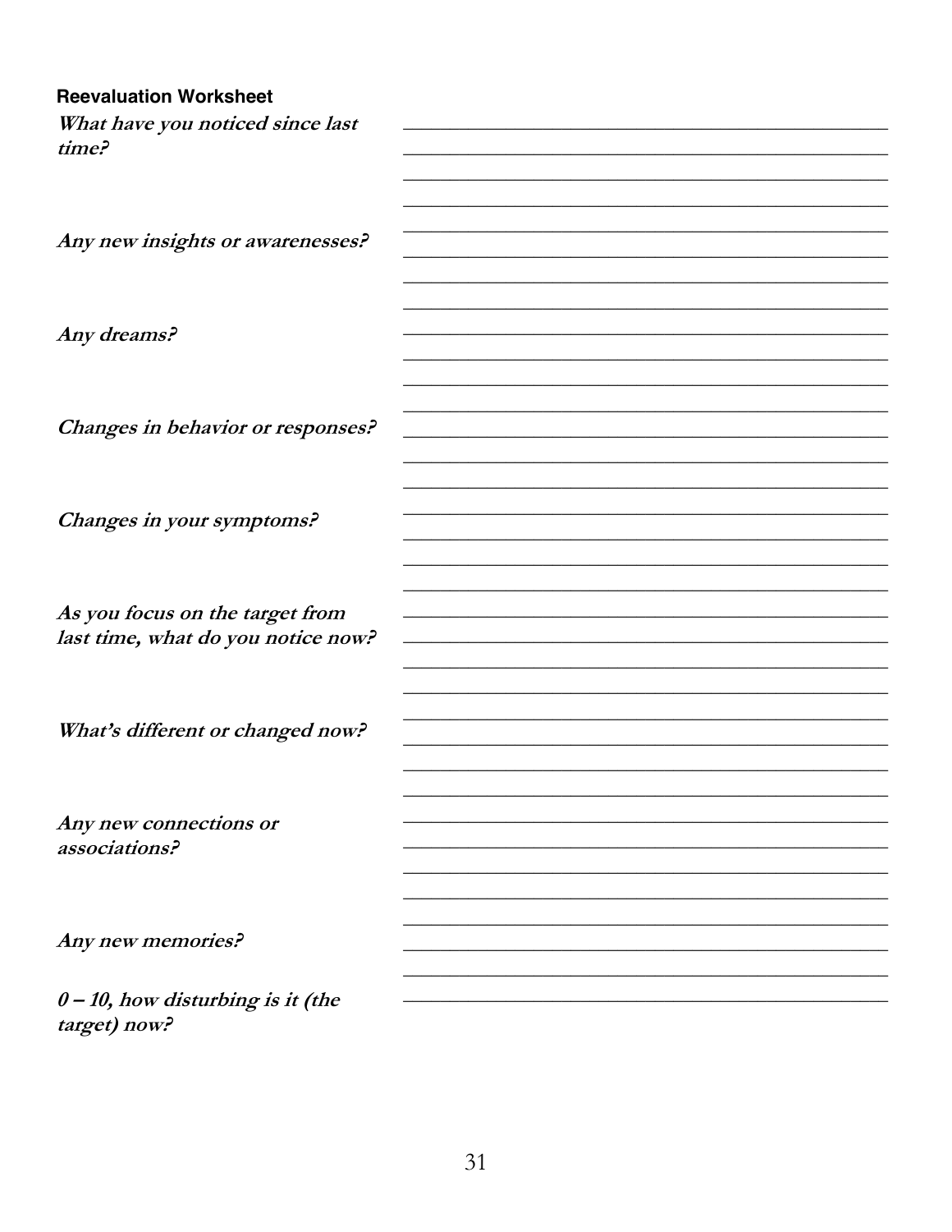**Reevaluation Worksheet**

***What have you noticed since last time?***

***Any new insights or awarenesses?***

***Any dreams?***

***Changes in behavior or responses?***

***Changes in your symptoms?***

***As you focus on the target from last time, what do you notice now?***

***What's different or changed now?***

***Any new connections or associations?***

***Any new memories?***

***0 – 10, how disturbing is it (the target) now?***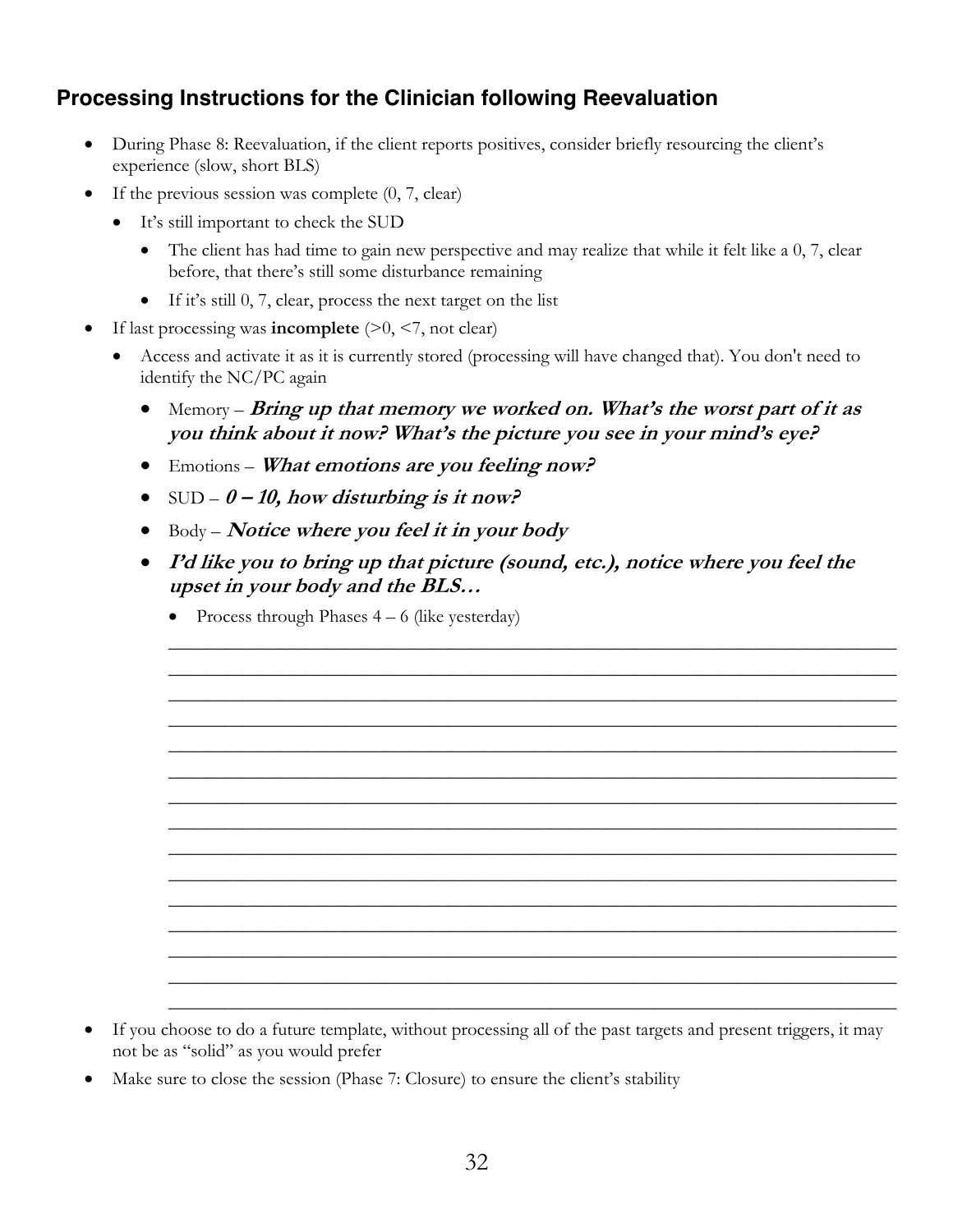## Processing Instructions for the Clinician following Reevaluation

- During Phase 8: Reevaluation, if the client reports positives, consider briefly resourcing the client's experience (slow, short BLS)
- If the previous session was complete (0, 7, clear)
  - It's still important to check the SUD
    - The client has had time to gain new perspective and may realize that while it felt like a 0, 7, clear before, that there's still some disturbance remaining
    - If it's still 0, 7, clear, process the next target on the list
- If last processing was **incomplete** (>0, <7, not clear)
  - Access and activate it as it is currently stored (processing will have changed that). You don't need to identify the NC/PC again
    - Memory – ***Bring up that memory we worked on. What's the worst part of it as you think about it now? What's the picture you see in your mind's eye?***
    - Emotions – ***What emotions are you feeling now?***
    - SUD – ***0 – 10, how disturbing is it now?***
    - Body – ***Notice where you feel it in your body***
    - ***I'd like you to bring up that picture (sound, etc.), notice where you feel the upset in your body and the BLS…***
      - Process through Phases 4 – 6 (like yesterday)

_______________________________________________________________________________
_______________________________________________________________________________
_______________________________________________________________________________
_______________________________________________________________________________
_______________________________________________________________________________
_______________________________________________________________________________
_______________________________________________________________________________
_______________________________________________________________________________
_______________________________________________________________________________
_______________________________________________________________________________
_______________________________________________________________________________
_______________________________________________________________________________
_______________________________________________________________________________
_______________________________________________________________________________
_______________________________________________________________________________

- If you choose to do a future template, without processing all of the past targets and present triggers, it may not be as "solid" as you would prefer
- Make sure to close the session (Phase 7: Closure) to ensure the client's stability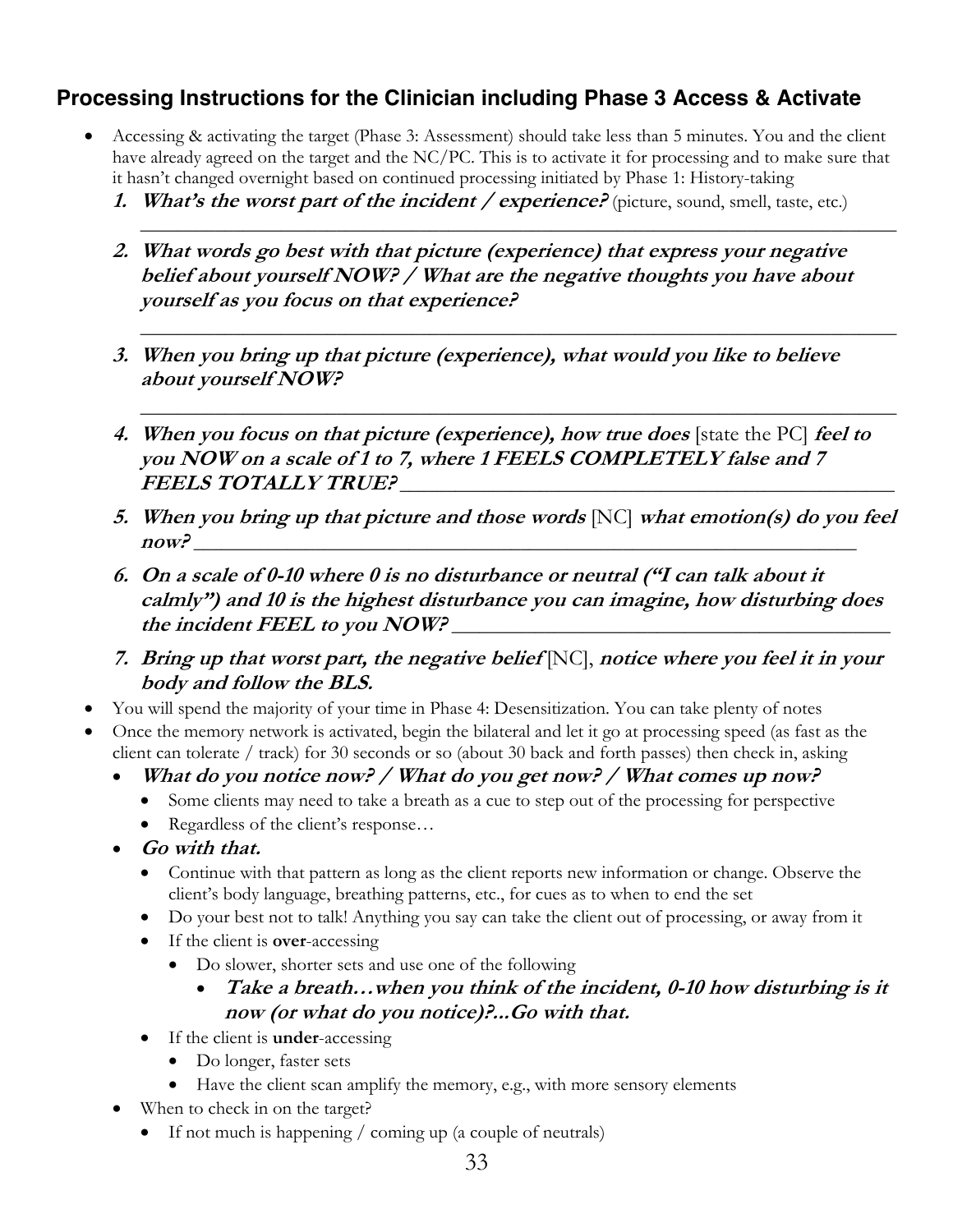## Processing Instructions for the Clinician including Phase 3 Access & Activate

- Accessing & activating the target (Phase 3: Assessment) should take less than 5 minutes. You and the client have already agreed on the target and the NC/PC. This is to activate it for processing and to make sure that it hasn't changed overnight based on continued processing initiated by Phase 1: History-taking
  1. ***What's the worst part of the incident / experience?*** (picture, sound, smell, taste, etc.) ______________________________________________________________
  2. ***What words go best with that picture (experience) that express your negative belief about yourself NOW? / What are the negative thoughts you have about yourself as you focus on that experience?*** ______________________________________________________________
  3. ***When you bring up that picture (experience), what would you like to believe about yourself NOW?*** ______________________________________________________________
  4. ***When you focus on that picture (experience), how true does*** [state the PC] ***feel to you NOW on a scale of 1 to 7, where 1 FEELS COMPLETELY false and 7 FEELS TOTALLY TRUE?*** ________________________________
  5. ***When you bring up that picture and those words*** [NC] ***what emotion(s) do you feel now?*** ______________________________________________
  6. ***On a scale of 0-10 where 0 is no disturbance or neutral ("I can talk about it calmly") and 10 is the highest disturbance you can imagine, how disturbing does the incident FEEL to you NOW?*** ______________________________
  7. ***Bring up that worst part, the negative belief*** [NC], ***notice where you feel it in your body and follow the BLS.***
- You will spend the majority of your time in Phase 4: Desensitization. You can take plenty of notes
- Once the memory network is activated, begin the bilateral and let it go at processing speed (as fast as the client can tolerate / track) for 30 seconds or so (about 30 back and forth passes) then check in, asking
  - ***What do you notice now? / What do you get now? / What comes up now?***
    - Some clients may need to take a breath as a cue to step out of the processing for perspective
    - Regardless of the client's response…
  - ***Go with that.***
    - Continue with that pattern as long as the client reports new information or change. Observe the client's body language, breathing patterns, etc., for cues as to when to end the set
    - Do your best not to talk! Anything you say can take the client out of processing, or away from it
    - If the client is **over**-accessing
      - Do slower, shorter sets and use one of the following
        - ***Take a breath…when you think of the incident, 0-10 how disturbing is it now (or what do you notice)?...Go with that.***
    - If the client is **under**-accessing
      - Do longer, faster sets
      - Have the client scan amplify the memory, e.g., with more sensory elements
  - When to check in on the target?
    - If not much is happening / coming up (a couple of neutrals)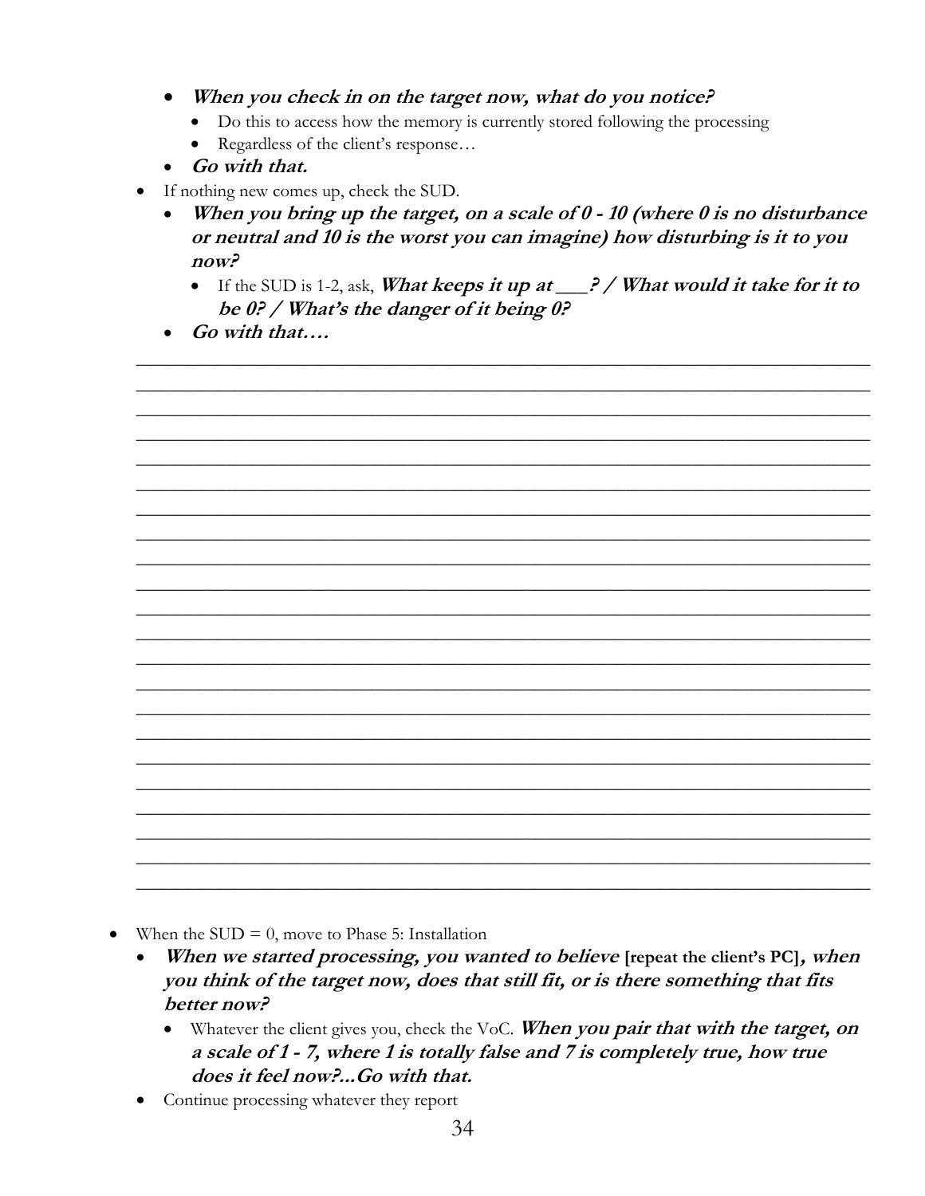- ***When you check in on the target now, what do you notice?***
  - Do this to access how the memory is currently stored following the processing
  - Regardless of the client's response…
- ***Go with that.***
- If nothing new comes up, check the SUD.
  - ***When you bring up the target, on a scale of 0 - 10 (where 0 is no disturbance or neutral and 10 is the worst you can imagine) how disturbing is it to you now?***
    - If the SUD is 1-2, ask, ***What keeps it up at ___? / What would it take for it to be 0? / What's the danger of it being 0?***
  - ***Go with that….***

______________________________________________________________________________
______________________________________________________________________________
______________________________________________________________________________
______________________________________________________________________________
______________________________________________________________________________
______________________________________________________________________________
______________________________________________________________________________
______________________________________________________________________________
______________________________________________________________________________
______________________________________________________________________________
______________________________________________________________________________
______________________________________________________________________________
______________________________________________________________________________
______________________________________________________________________________
______________________________________________________________________________
______________________________________________________________________________
______________________________________________________________________________
______________________________________________________________________________
______________________________________________________________________________
______________________________________________________________________________
______________________________________________________________________________
______________________________________________________________________________

- When the SUD = 0, move to Phase 5: Installation
  - ***When we started processing, you wanted to believe*** **[repeat the client's PC]*****, when you think of the target now, does that still fit, or is there something that fits better now?***
    - Whatever the client gives you, check the VoC. ***When you pair that with the target, on a scale of 1 - 7, where 1 is totally false and 7 is completely true, how true does it feel now?...Go with that.***
  - Continue processing whatever they report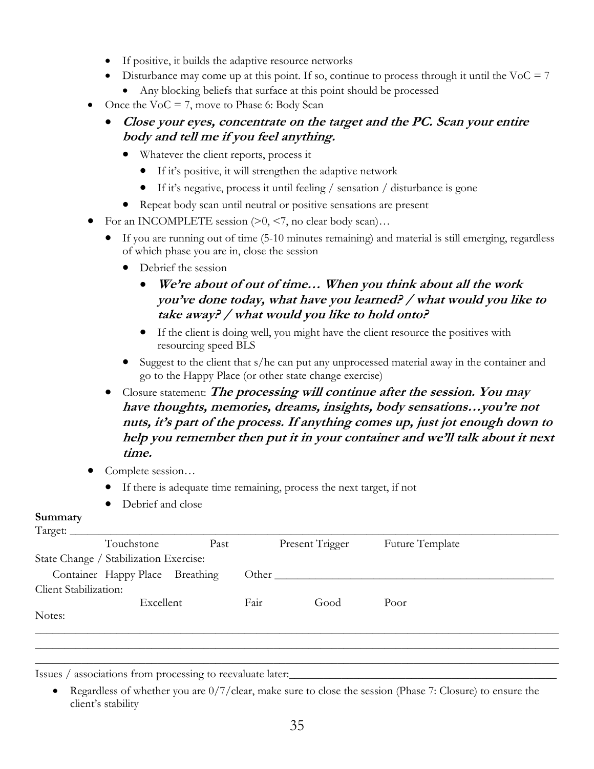- If positive, it builds the adaptive resource networks
- Disturbance may come up at this point. If so, continue to process through it until the VoC = 7
  - Any blocking beliefs that surface at this point should be processed
- Once the VoC = 7, move to Phase 6: Body Scan
  - ***Close your eyes, concentrate on the target and the PC. Scan your entire body and tell me if you feel anything.***
    - Whatever the client reports, process it
      - If it's positive, it will strengthen the adaptive network
      - If it's negative, process it until feeling / sensation / disturbance is gone
    - Repeat body scan until neutral or positive sensations are present
- For an INCOMPLETE session (>0, <7, no clear body scan)…
  - If you are running out of time (5-10 minutes remaining) and material is still emerging, regardless of which phase you are in, close the session
    - Debrief the session
      - ***We're about of out of time… When you think about all the work you've done today, what have you learned? / what would you like to take away? / what would you like to hold onto?***
      - If the client is doing well, you might have the client resource the positives with resourcing speed BLS
    - Suggest to the client that s/he can put any unprocessed material away in the container and go to the Happy Place (or other state change exercise)
  - Closure statement: ***The processing will continue after the session. You may have thoughts, memories, dreams, insights, body sensations…you're not nuts, it's part of the process. If anything comes up, just jot enough down to help you remember then put it in your container and we'll talk about it next time.***
- Complete session…
  - If there is adequate time remaining, process the next target, if not
  - Debrief and close

**Summary**

Target: ______________________________________________________________________________

Touchstone    Past    Present Trigger    Future Template

State Change / Stabilization Exercise:

Container  Happy Place  Breathing    Other ________________________________________________

Client Stabilization:

Excellent    Fair    Good    Poor

Notes:

______________________________________________________________________________

______________________________________________________________________________

______________________________________________________________________________

Issues / associations from processing to reevaluate later:________________________________________

- Regardless of whether you are 0/7/clear, make sure to close the session (Phase 7: Closure) to ensure the client's stability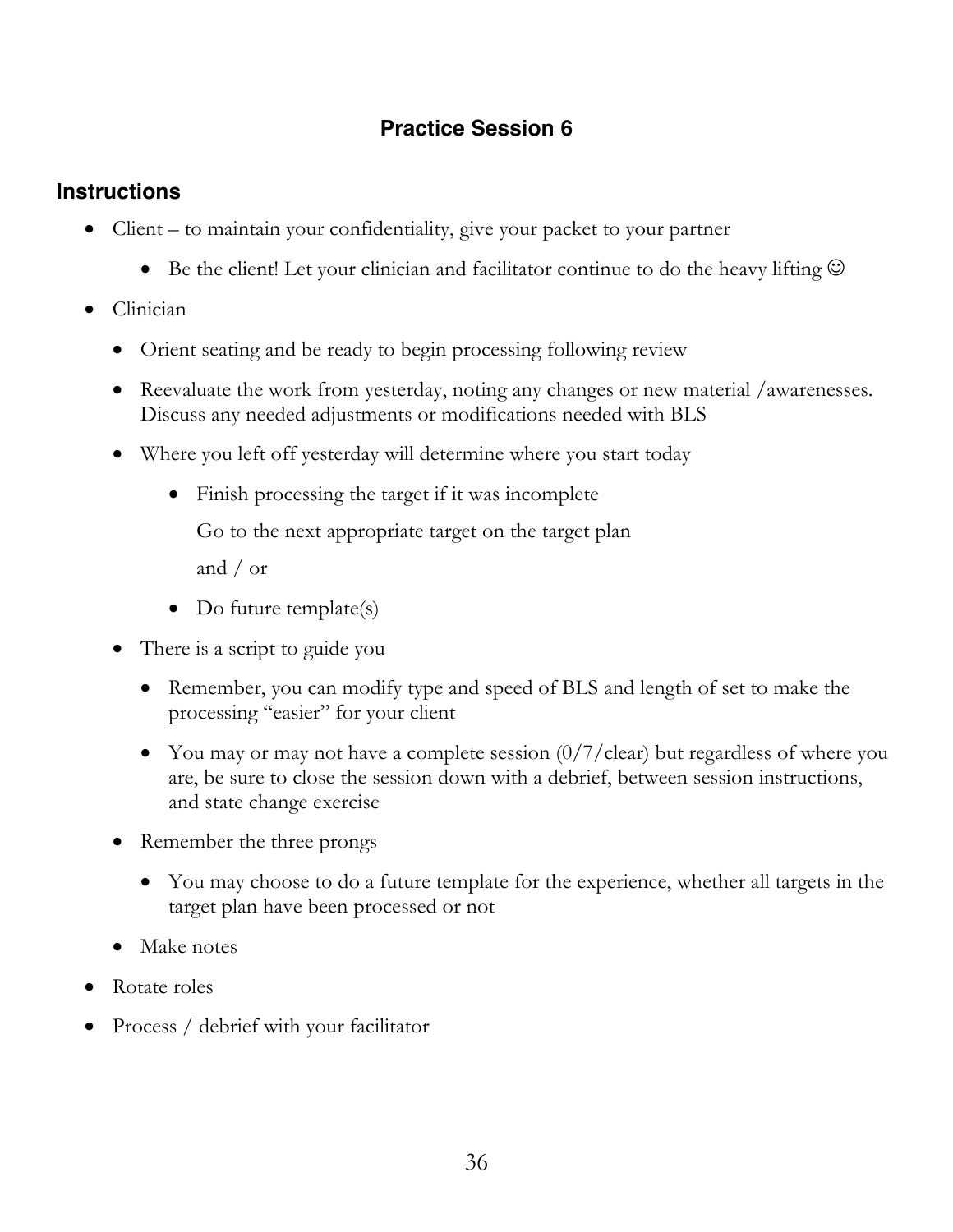## Practice Session 6

### Instructions

- Client – to maintain your confidentiality, give your packet to your partner
  - Be the client! Let your clinician and facilitator continue to do the heavy lifting ☺
- Clinician
  - Orient seating and be ready to begin processing following review
  - Reevaluate the work from yesterday, noting any changes or new material /awarenesses. Discuss any needed adjustments or modifications needed with BLS
  - Where you left off yesterday will determine where you start today
    - Finish processing the target if it was incomplete

      Go to the next appropriate target on the target plan

      and / or
    - Do future template(s)
  - There is a script to guide you
    - Remember, you can modify type and speed of BLS and length of set to make the processing "easier" for your client
    - You may or may not have a complete session (0/7/clear) but regardless of where you are, be sure to close the session down with a debrief, between session instructions, and state change exercise
  - Remember the three prongs
    - You may choose to do a future template for the experience, whether all targets in the target plan have been processed or not
  - Make notes
- Rotate roles
- Process / debrief with your facilitator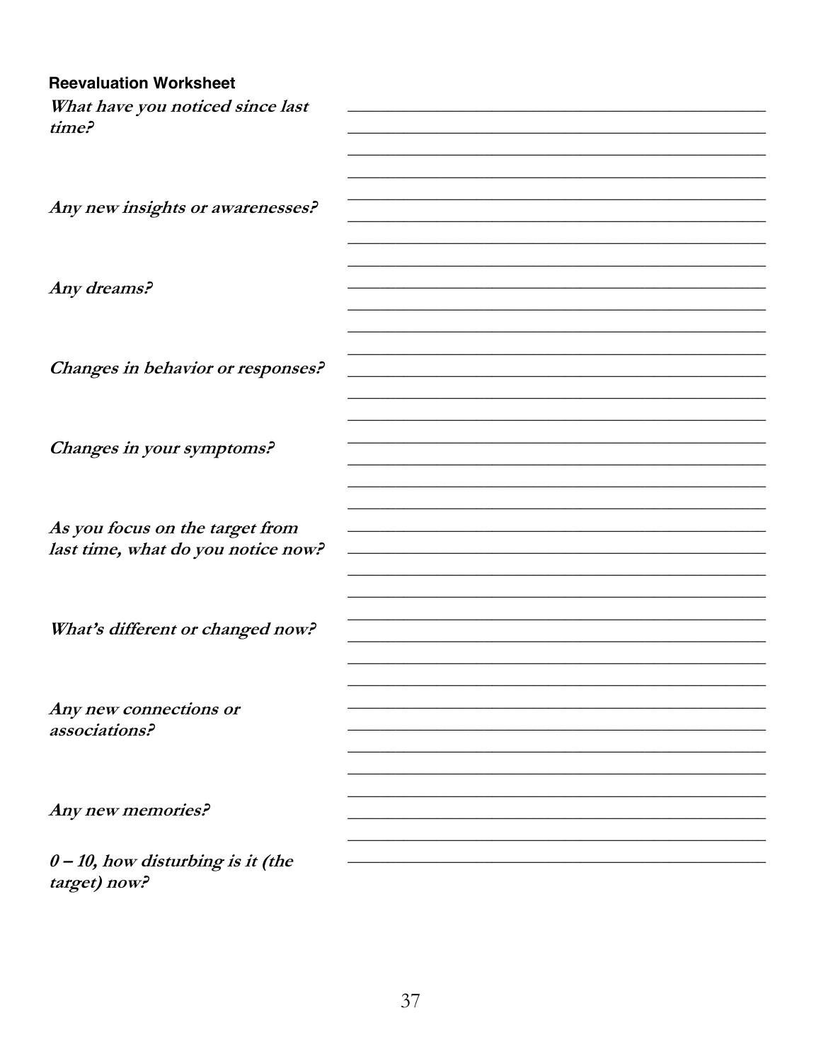**Reevaluation Worksheet**

***What have you noticed since last time?***

______________________________________________

______________________________________________

______________________________________________

______________________________________________

***Any new insights or awarenesses?***

______________________________________________

______________________________________________

______________________________________________

***Any dreams?***

______________________________________________

______________________________________________

______________________________________________

______________________________________________

***Changes in behavior or responses?***

______________________________________________

______________________________________________

______________________________________________

***Changes in your symptoms?***

______________________________________________

______________________________________________

______________________________________________

______________________________________________

***As you focus on the target from last time, what do you notice now?***

______________________________________________

______________________________________________

______________________________________________

______________________________________________

***What's different or changed now?***

______________________________________________

______________________________________________

______________________________________________

______________________________________________

***Any new connections or associations?***

______________________________________________

______________________________________________

______________________________________________

______________________________________________

***Any new memories?***

______________________________________________

______________________________________________

***0 – 10, how disturbing is it (the target) now?***

______________________________________________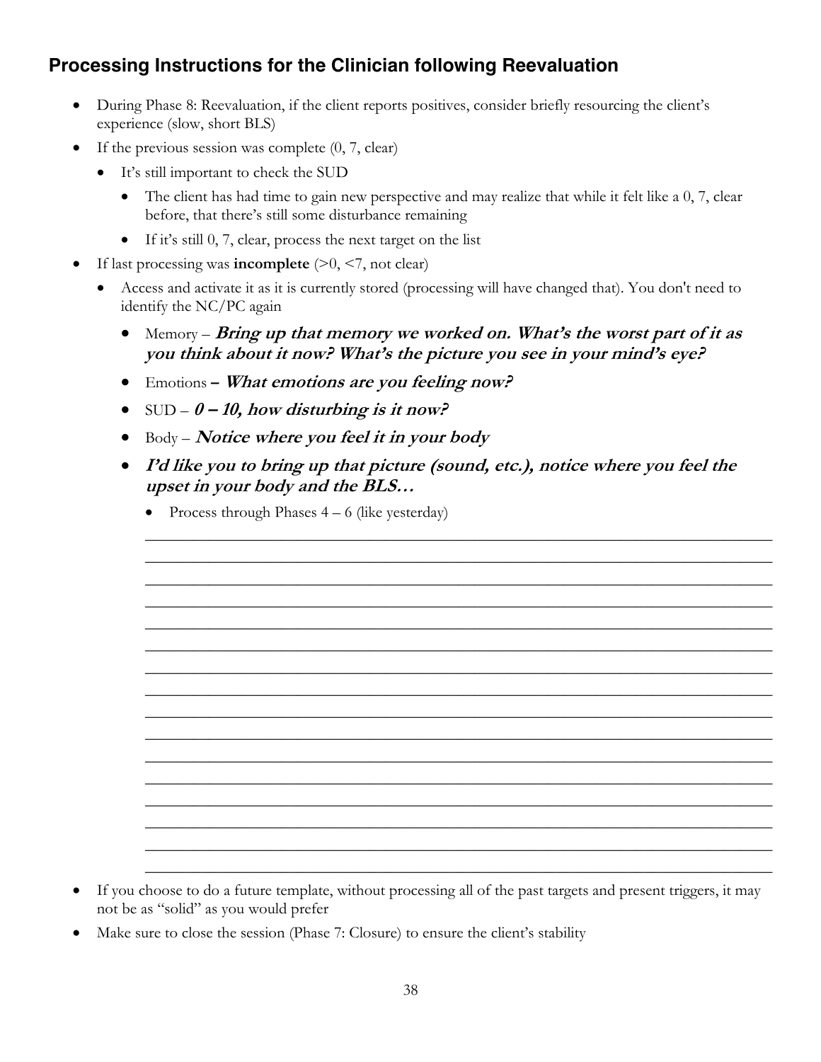## Processing Instructions for the Clinician following Reevaluation

- During Phase 8: Reevaluation, if the client reports positives, consider briefly resourcing the client's experience (slow, short BLS)
- If the previous session was complete (0, 7, clear)
  - It's still important to check the SUD
    - The client has had time to gain new perspective and may realize that while it felt like a 0, 7, clear before, that there's still some disturbance remaining
    - If it's still 0, 7, clear, process the next target on the list
- If last processing was **incomplete** (>0, <7, not clear)
  - Access and activate it as it is currently stored (processing will have changed that). You don't need to identify the NC/PC again
    - Memory – ***Bring up that memory we worked on. What's the worst part of it as you think about it now? What's the picture you see in your mind's eye?***
    - Emotions – ***What emotions are you feeling now?***
    - SUD – ***0 – 10, how disturbing is it now?***
    - Body – ***Notice where you feel it in your body***
    - ***I'd like you to bring up that picture (sound, etc.), notice where you feel the upset in your body and the BLS…***
      - Process through Phases 4 – 6 (like yesterday)

________________________________________________________________________________
________________________________________________________________________________
________________________________________________________________________________
________________________________________________________________________________
________________________________________________________________________________
________________________________________________________________________________
________________________________________________________________________________
________________________________________________________________________________
________________________________________________________________________________
________________________________________________________________________________
________________________________________________________________________________
________________________________________________________________________________
________________________________________________________________________________
________________________________________________________________________________
________________________________________________________________________________
________________________________________________________________________________

- If you choose to do a future template, without processing all of the past targets and present triggers, it may not be as "solid" as you would prefer
- Make sure to close the session (Phase 7: Closure) to ensure the client's stability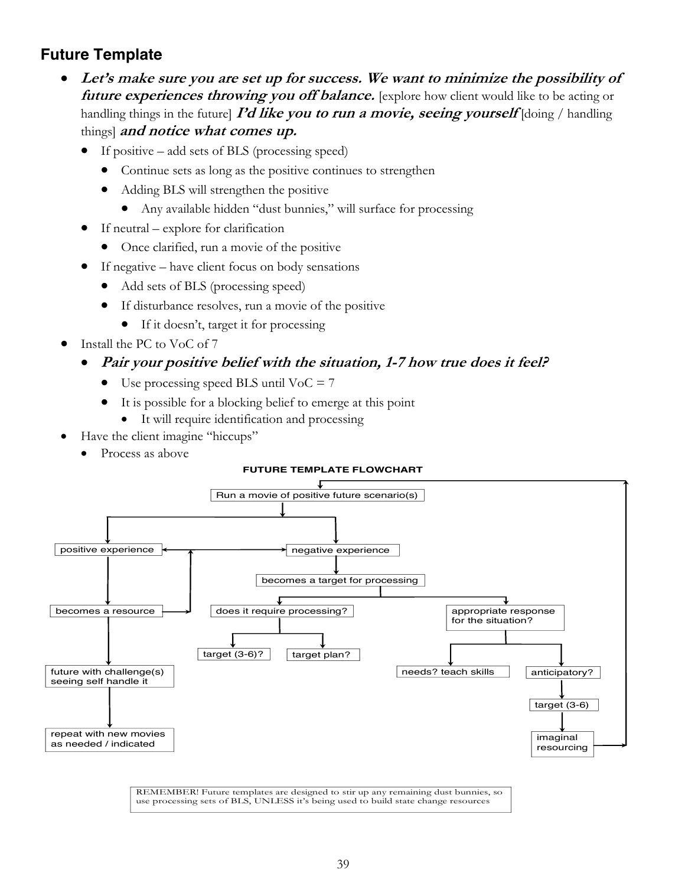## Future Template

- ***Let's make sure you are set up for success. We want to minimize the possibility of future experiences throwing you off balance.*** [explore how client would like to be acting or handling things in the future] ***I'd like you to run a movie, seeing yourself*** [doing / handling things] ***and notice what comes up.***
  - If positive – add sets of BLS (processing speed)
    - Continue sets as long as the positive continues to strengthen
    - Adding BLS will strengthen the positive
      - Any available hidden "dust bunnies," will surface for processing
  - If neutral – explore for clarification
    - Once clarified, run a movie of the positive
  - If negative – have client focus on body sensations
    - Add sets of BLS (processing speed)
    - If disturbance resolves, run a movie of the positive
      - If it doesn't, target it for processing
- Install the PC to VoC of 7
  - ***Pair your positive belief with the situation, 1-7 how true does it feel?***
    - Use processing speed BLS until VoC = 7
    - It is possible for a blocking belief to emerge at this point
      - It will require identification and processing
- Have the client imagine "hiccups"
  - Process as above

**FUTURE TEMPLATE FLOWCHART**

- Run a movie of positive future scenario(s)
  - positive experience ↔ negative experience
  - positive experience
    - becomes a resource (→ back to positive experience)
      - future with challenge(s) seeing self handle it
        - repeat with new movies as needed / indicated
  - negative experience
    - becomes a target for processing
      - does it require processing?
        - target (3-6)?
        - target plan?
      - appropriate response for the situation?
        - needs? teach skills
        - anticipatory?
          - target (3-6)
            - imaginal resourcing (→ back to "Run a movie of positive future scenario(s)")

REMEMBER! Future templates are designed to stir up any remaining dust bunnies, so use processing sets of BLS, UNLESS it's being used to build state change resources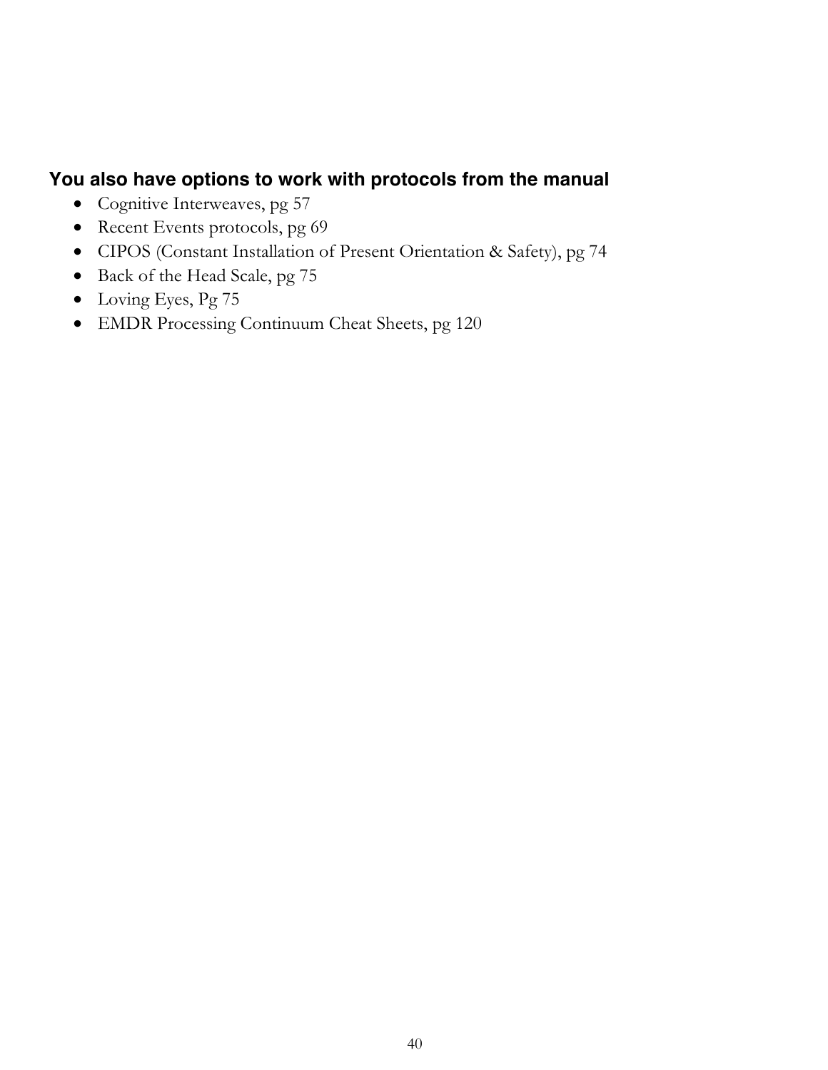### You also have options to work with protocols from the manual

- Cognitive Interweaves, pg 57
- Recent Events protocols, pg 69
- CIPOS (Constant Installation of Present Orientation & Safety), pg 74
- Back of the Head Scale, pg 75
- Loving Eyes, Pg 75
- EMDR Processing Continuum Cheat Sheets, pg 120